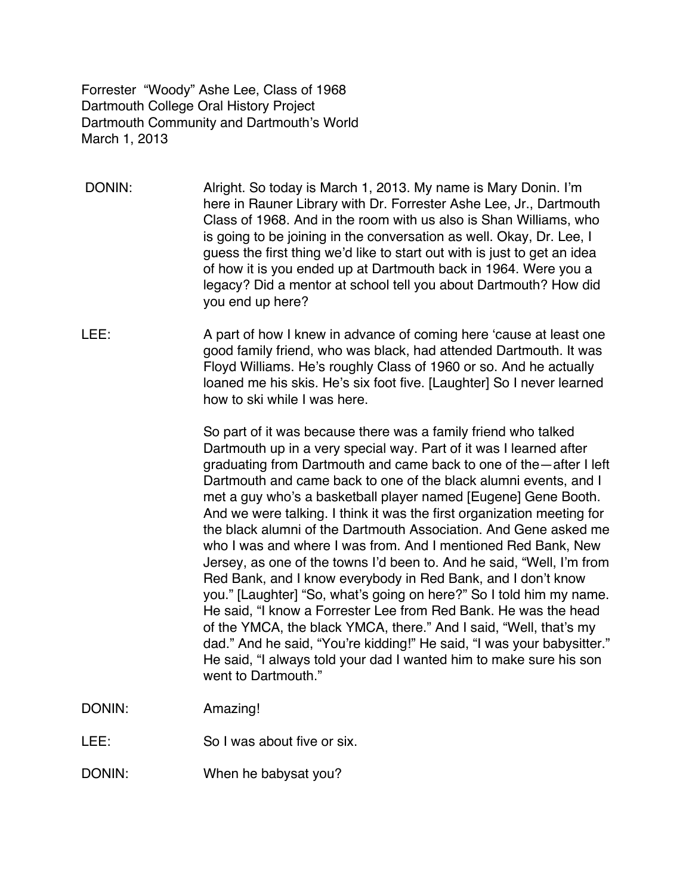Forrester "Woody" Ashe Lee, Class of 1968
Dartmouth College Oral History Project
Dartmouth Community and Dartmouth's World
March 1, 2013

DONIN: Alright. So today is March 1, 2013. My name is Mary Donin. I'm here in Rauner Library with Dr. Forrester Ashe Lee, Jr., Dartmouth Class of 1968. And in the room with us also is Shan Williams, who is going to be joining in the conversation as well. Okay, Dr. Lee, I guess the first thing we'd like to start out with is just to get an idea of how it is you ended up at Dartmouth back in 1964. Were you a legacy? Did a mentor at school tell you about Dartmouth? How did you end up here?

LEE: A part of how I knew in advance of coming here 'cause at least one good family friend, who was black, had attended Dartmouth. It was Floyd Williams. He's roughly Class of 1960 or so. And he actually loaned me his skis. He's six foot five. [Laughter] So I never learned how to ski while I was here.

So part of it was because there was a family friend who talked Dartmouth up in a very special way. Part of it was I learned after graduating from Dartmouth and came back to one of the—after I left Dartmouth and came back to one of the black alumni events, and I met a guy who's a basketball player named [Eugene] Gene Booth. And we were talking. I think it was the first organization meeting for the black alumni of the Dartmouth Association. And Gene asked me who I was and where I was from. And I mentioned Red Bank, New Jersey, as one of the towns I'd been to. And he said, "Well, I'm from Red Bank, and I know everybody in Red Bank, and I don't know you." [Laughter] "So, what's going on here?" So I told him my name. He said, "I know a Forrester Lee from Red Bank. He was the head of the YMCA, the black YMCA, there." And I said, "Well, that's my dad." And he said, "You're kidding!" He said, "I was your babysitter." He said, "I always told your dad I wanted him to make sure his son went to Dartmouth."

DONIN: Amazing!

LEE: So I was about five or six.

DONIN: When he babysat you?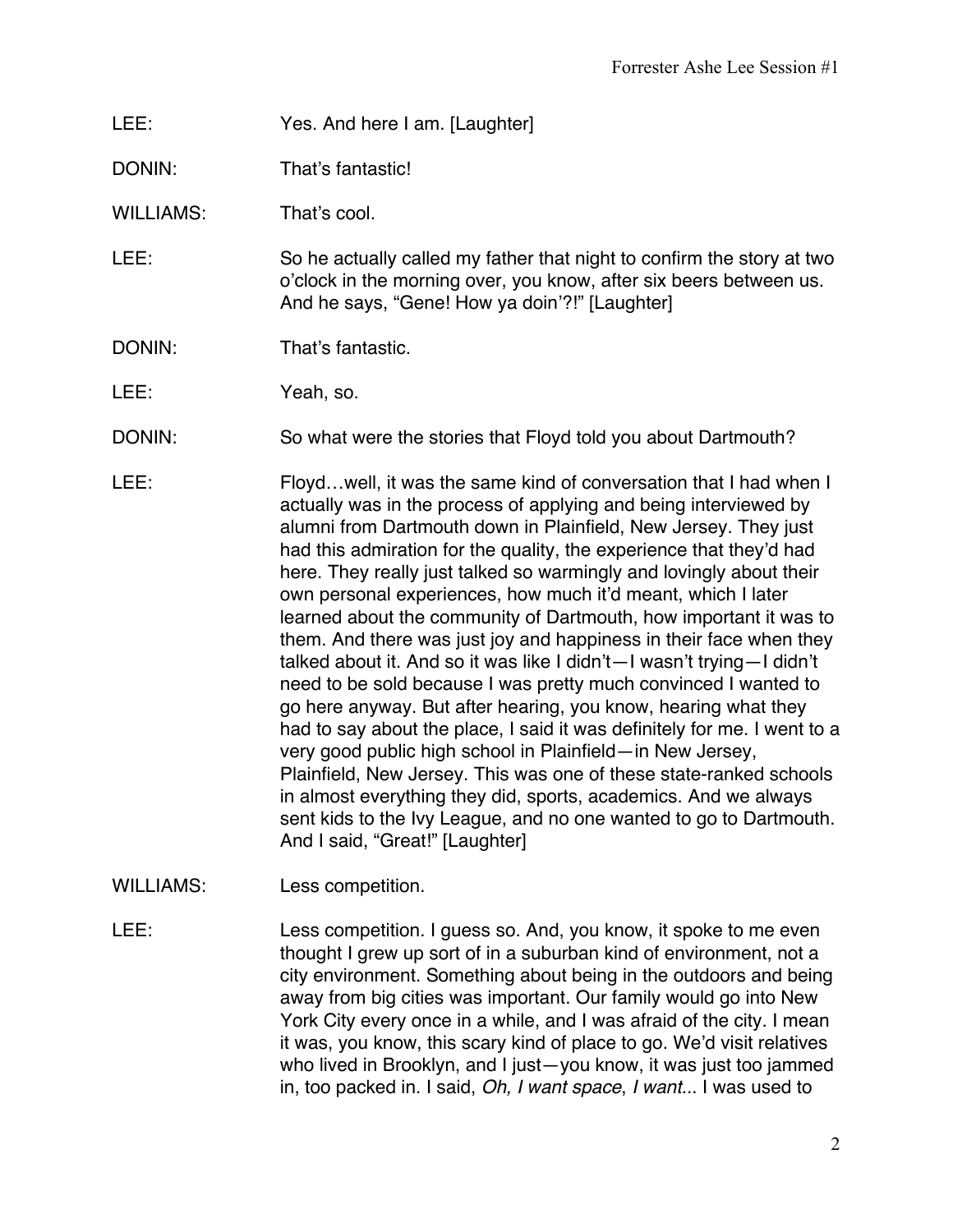LEE: Yes. And here I am. [Laughter]

DONIN: That's fantastic!

WILLIAMS: That's cool.

LEE: So he actually called my father that night to confirm the story at two o'clock in the morning over, you know, after six beers between us. And he says, "Gene! How ya doin'?!" [Laughter]

DONIN: That's fantastic.

LEE: Yeah, so.

DONIN: So what were the stories that Floyd told you about Dartmouth?

LEE: Floyd…well, it was the same kind of conversation that I had when I actually was in the process of applying and being interviewed by alumni from Dartmouth down in Plainfield, New Jersey. They just had this admiration for the quality, the experience that they'd had here. They really just talked so warmingly and lovingly about their own personal experiences, how much it'd meant, which I later learned about the community of Dartmouth, how important it was to them. And there was just joy and happiness in their face when they talked about it. And so it was like I didn't—I wasn't trying—I didn't need to be sold because I was pretty much convinced I wanted to go here anyway. But after hearing, you know, hearing what they had to say about the place, I said it was definitely for me. I went to a very good public high school in Plainfield—in New Jersey, Plainfield, New Jersey. This was one of these state-ranked schools in almost everything they did, sports, academics. And we always sent kids to the Ivy League, and no one wanted to go to Dartmouth. And I said, "Great!" [Laughter]

WILLIAMS: Less competition.

LEE: Less competition. I guess so. And, you know, it spoke to me even thought I grew up sort of in a suburban kind of environment, not a city environment. Something about being in the outdoors and being away from big cities was important. Our family would go into New York City every once in a while, and I was afraid of the city. I mean it was, you know, this scary kind of place to go. We'd visit relatives who lived in Brooklyn, and I just—you know, it was just too jammed in, too packed in. I said, *Oh, I want space*, *I want...* I was used to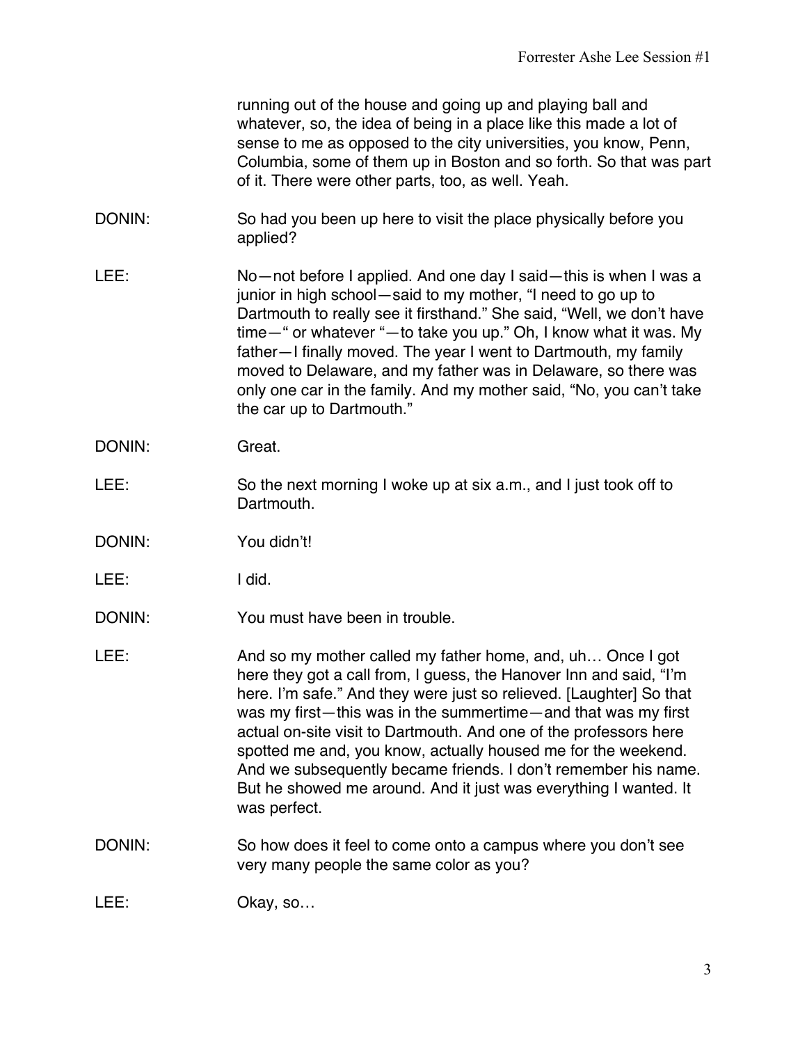running out of the house and going up and playing ball and whatever, so, the idea of being in a place like this made a lot of sense to me as opposed to the city universities, you know, Penn, Columbia, some of them up in Boston and so forth. So that was part of it. There were other parts, too, as well. Yeah.

DONIN: So had you been up here to visit the place physically before you applied?

LEE: No—not before I applied. And one day I said—this is when I was a junior in high school—said to my mother, "I need to go up to Dartmouth to really see it firsthand." She said, "Well, we don't have time—" or whatever "—to take you up." Oh, I know what it was. My father—I finally moved. The year I went to Dartmouth, my family moved to Delaware, and my father was in Delaware, so there was only one car in the family. And my mother said, "No, you can't take the car up to Dartmouth."

DONIN: Great.

LEE: So the next morning I woke up at six a.m., and I just took off to Dartmouth.

DONIN: You didn't!

LEE: I did.

DONIN: You must have been in trouble.

LEE: And so my mother called my father home, and, uh… Once I got here they got a call from, I guess, the Hanover Inn and said, "I'm here. I'm safe." And they were just so relieved. [Laughter] So that was my first—this was in the summertime—and that was my first actual on-site visit to Dartmouth. And one of the professors here spotted me and, you know, actually housed me for the weekend. And we subsequently became friends. I don't remember his name. But he showed me around. And it just was everything I wanted. It was perfect.

DONIN: So how does it feel to come onto a campus where you don't see very many people the same color as you?

LEE: Okay, so…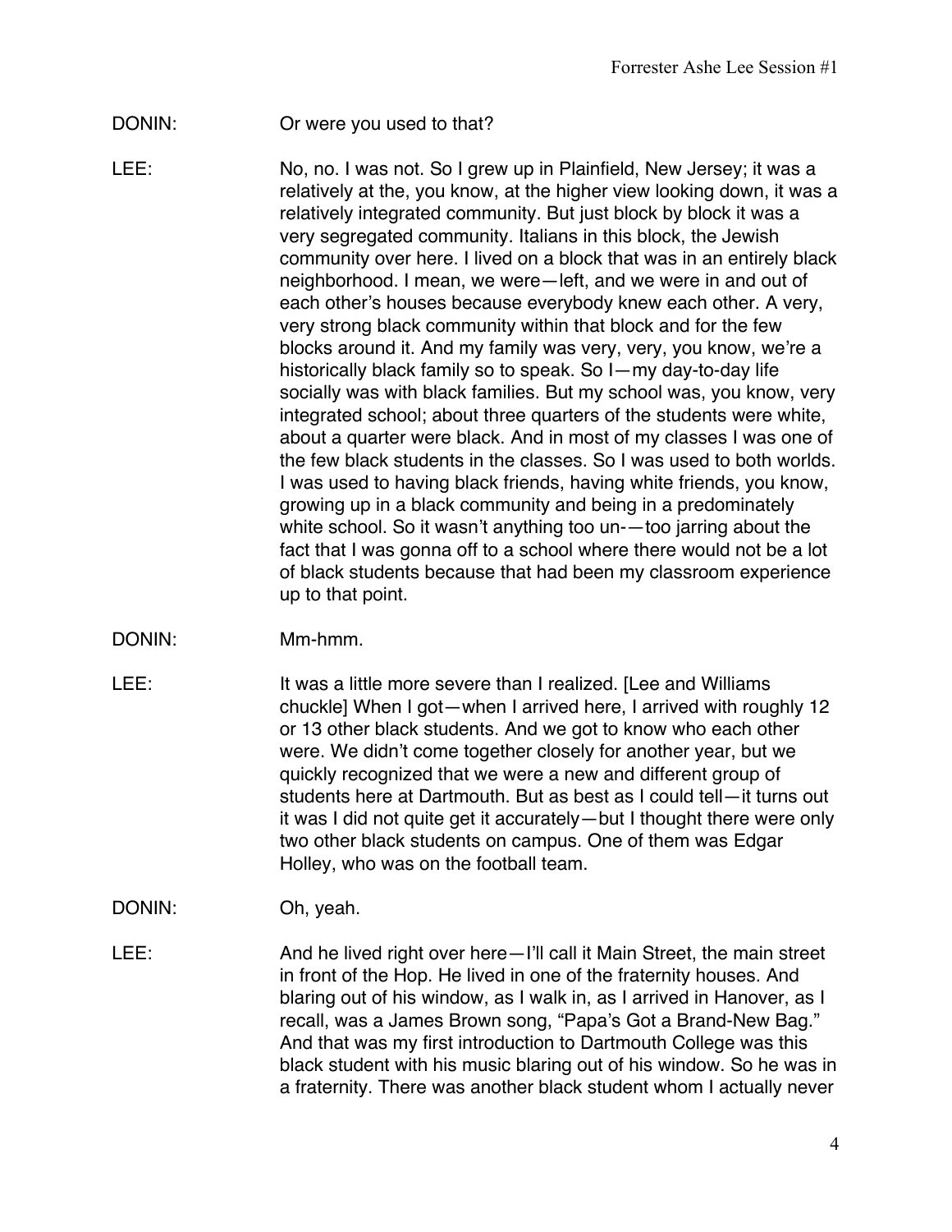DONIN: Or were you used to that?

LEE: No, no. I was not. So I grew up in Plainfield, New Jersey; it was a relatively at the, you know, at the higher view looking down, it was a relatively integrated community. But just block by block it was a very segregated community. Italians in this block, the Jewish community over here. I lived on a block that was in an entirely black neighborhood. I mean, we were—left, and we were in and out of each other's houses because everybody knew each other. A very, very strong black community within that block and for the few blocks around it. And my family was very, very, you know, we're a historically black family so to speak. So I—my day-to-day life socially was with black families. But my school was, you know, very integrated school; about three quarters of the students were white, about a quarter were black. And in most of my classes I was one of the few black students in the classes. So I was used to both worlds. I was used to having black friends, having white friends, you know, growing up in a black community and being in a predominately white school. So it wasn't anything too un-—too jarring about the fact that I was gonna off to a school where there would not be a lot of black students because that had been my classroom experience up to that point.

DONIN: Mm-hmm.

LEE: It was a little more severe than I realized. [Lee and Williams chuckle] When I got—when I arrived here, I arrived with roughly 12 or 13 other black students. And we got to know who each other were. We didn't come together closely for another year, but we quickly recognized that we were a new and different group of students here at Dartmouth. But as best as I could tell—it turns out it was I did not quite get it accurately—but I thought there were only two other black students on campus. One of them was Edgar Holley, who was on the football team.

DONIN: Oh, yeah.

LEE: And he lived right over here—I'll call it Main Street, the main street in front of the Hop. He lived in one of the fraternity houses. And blaring out of his window, as I walk in, as I arrived in Hanover, as I recall, was a James Brown song, "Papa's Got a Brand-New Bag." And that was my first introduction to Dartmouth College was this black student with his music blaring out of his window. So he was in a fraternity. There was another black student whom I actually never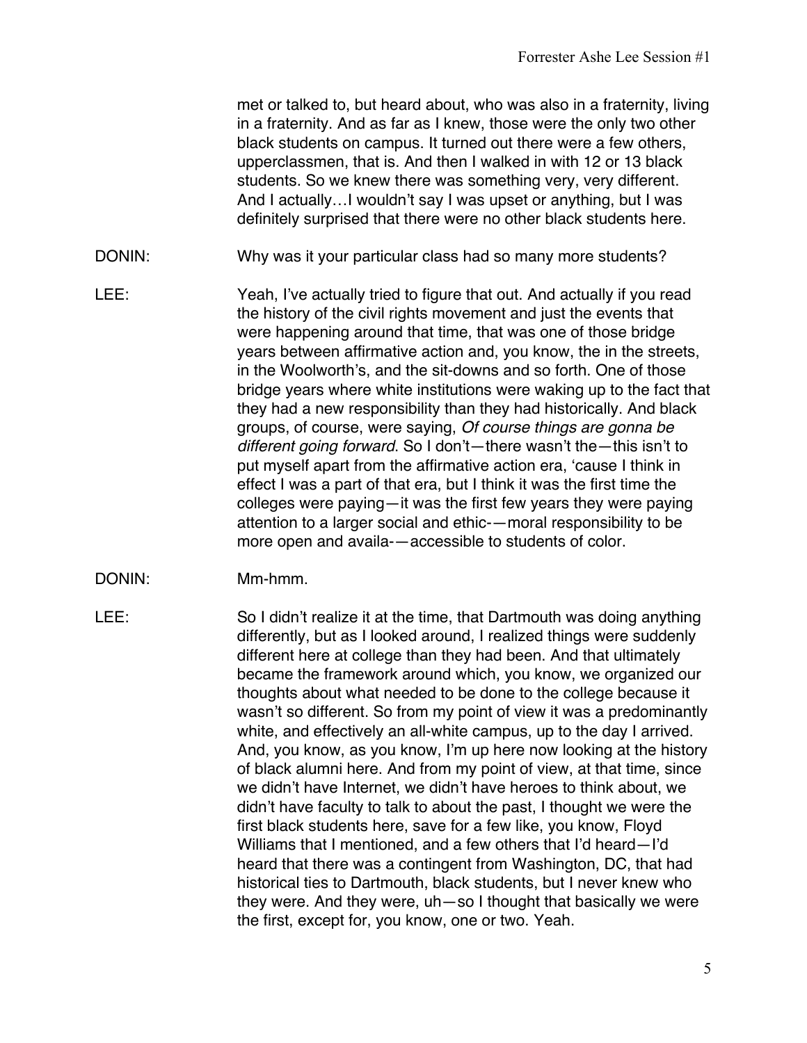met or talked to, but heard about, who was also in a fraternity, living in a fraternity. And as far as I knew, those were the only two other black students on campus. It turned out there were a few others, upperclassmen, that is. And then I walked in with 12 or 13 black students. So we knew there was something very, very different. And I actually…I wouldn't say I was upset or anything, but I was definitely surprised that there were no other black students here.

DONIN: Why was it your particular class had so many more students?

LEE: Yeah, I've actually tried to figure that out. And actually if you read the history of the civil rights movement and just the events that were happening around that time, that was one of those bridge years between affirmative action and, you know, the in the streets, in the Woolworth's, and the sit-downs and so forth. One of those bridge years where white institutions were waking up to the fact that they had a new responsibility than they had historically. And black groups, of course, were saying, *Of course things are gonna be different going forward*. So I don't—there wasn't the—this isn't to put myself apart from the affirmative action era, 'cause I think in effect I was a part of that era, but I think it was the first time the colleges were paying—it was the first few years they were paying attention to a larger social and ethic-—moral responsibility to be more open and availa-—accessible to students of color.

DONIN: Mm-hmm.

LEE: So I didn't realize it at the time, that Dartmouth was doing anything differently, but as I looked around, I realized things were suddenly different here at college than they had been. And that ultimately became the framework around which, you know, we organized our thoughts about what needed to be done to the college because it wasn't so different. So from my point of view it was a predominantly white, and effectively an all-white campus, up to the day I arrived. And, you know, as you know, I'm up here now looking at the history of black alumni here. And from my point of view, at that time, since we didn't have Internet, we didn't have heroes to think about, we didn't have faculty to talk to about the past, I thought we were the first black students here, save for a few like, you know, Floyd Williams that I mentioned, and a few others that I'd heard—I'd heard that there was a contingent from Washington, DC, that had historical ties to Dartmouth, black students, but I never knew who they were. And they were, uh—so I thought that basically we were the first, except for, you know, one or two. Yeah.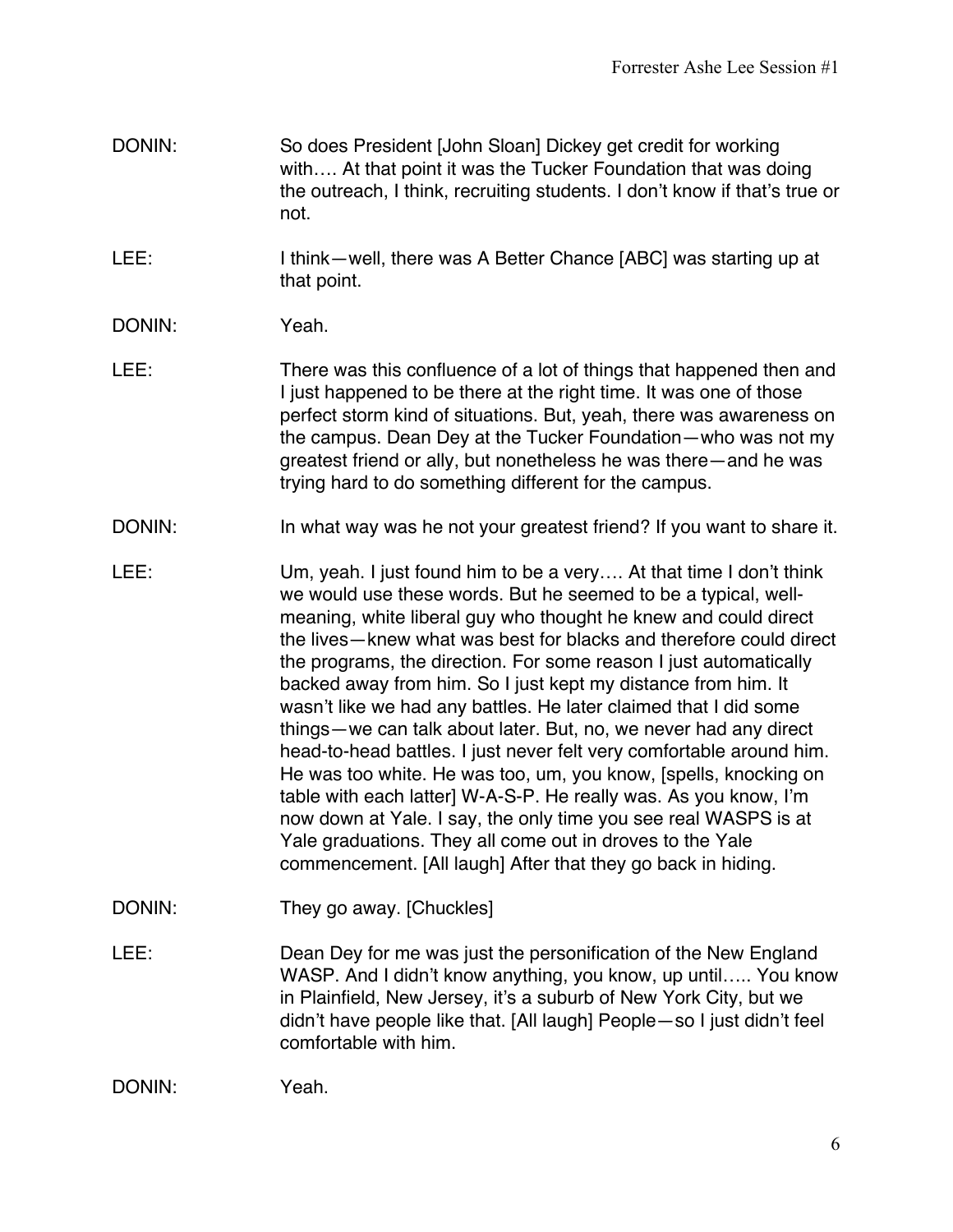DONIN: So does President [John Sloan] Dickey get credit for working with…. At that point it was the Tucker Foundation that was doing the outreach, I think, recruiting students. I don't know if that's true or not.

LEE: I think—well, there was A Better Chance [ABC] was starting up at that point.

DONIN: Yeah.

LEE: There was this confluence of a lot of things that happened then and I just happened to be there at the right time. It was one of those perfect storm kind of situations. But, yeah, there was awareness on the campus. Dean Dey at the Tucker Foundation—who was not my greatest friend or ally, but nonetheless he was there—and he was trying hard to do something different for the campus.

DONIN: In what way was he not your greatest friend? If you want to share it.

LEE: Um, yeah. I just found him to be a very…. At that time I don't think we would use these words. But he seemed to be a typical, well-meaning, white liberal guy who thought he knew and could direct the lives—knew what was best for blacks and therefore could direct the programs, the direction. For some reason I just automatically backed away from him. So I just kept my distance from him. It wasn't like we had any battles. He later claimed that I did some things—we can talk about later. But, no, we never had any direct head-to-head battles. I just never felt very comfortable around him. He was too white. He was too, um, you know, [spells, knocking on table with each latter] W-A-S-P. He really was. As you know, I'm now down at Yale. I say, the only time you see real WASPS is at Yale graduations. They all come out in droves to the Yale commencement. [All laugh] After that they go back in hiding.

DONIN: They go away. [Chuckles]

LEE: Dean Dey for me was just the personification of the New England WASP. And I didn't know anything, you know, up until….. You know in Plainfield, New Jersey, it's a suburb of New York City, but we didn't have people like that. [All laugh] People—so I just didn't feel comfortable with him.

DONIN: Yeah.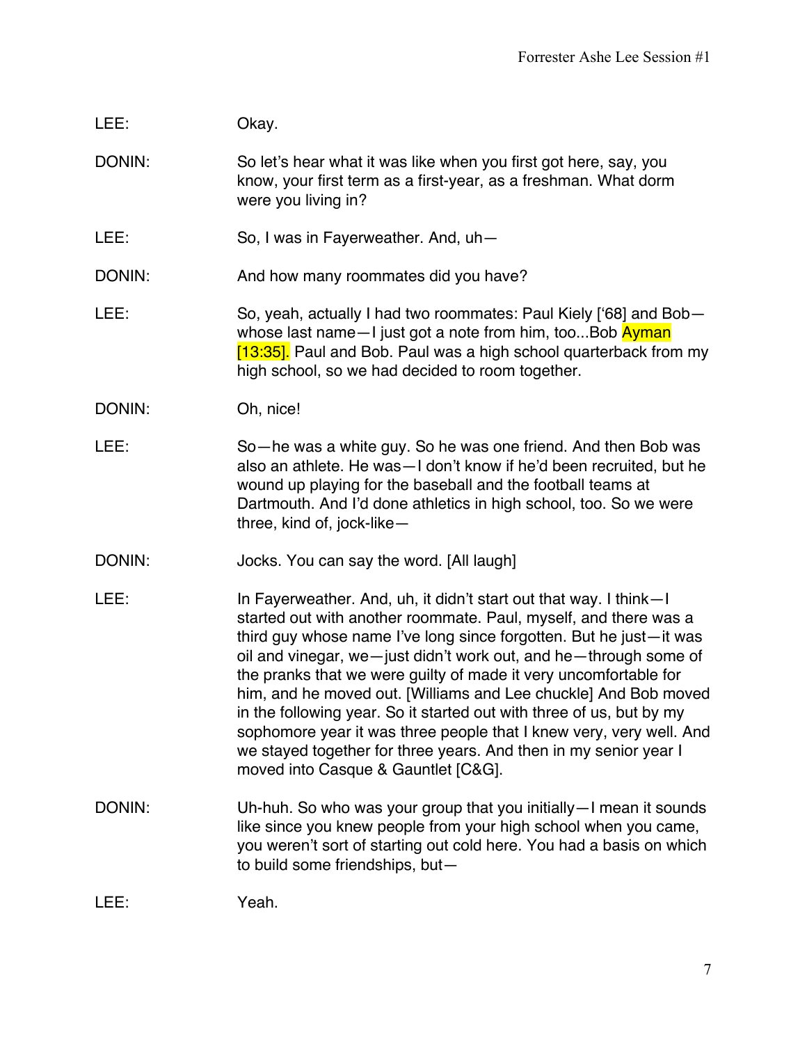LEE: Okay.

DONIN: So let's hear what it was like when you first got here, say, you know, your first term as a first-year, as a freshman. What dorm were you living in?

LEE: So, I was in Fayerweather. And, uh—

DONIN: And how many roommates did you have?

LEE: So, yeah, actually I had two roommates: Paul Kiely ['68] and Bob—whose last name—I just got a note from him, too...Bob Ayman [13:35]. Paul and Bob. Paul was a high school quarterback from my high school, so we had decided to room together.

DONIN: Oh, nice!

LEE: So—he was a white guy. So he was one friend. And then Bob was also an athlete. He was—I don't know if he'd been recruited, but he wound up playing for the baseball and the football teams at Dartmouth. And I'd done athletics in high school, too. So we were three, kind of, jock-like—

DONIN: Jocks. You can say the word. [All laugh]

LEE: In Fayerweather. And, uh, it didn't start out that way. I think—I started out with another roommate. Paul, myself, and there was a third guy whose name I've long since forgotten. But he just—it was oil and vinegar, we—just didn't work out, and he—through some of the pranks that we were guilty of made it very uncomfortable for him, and he moved out. [Williams and Lee chuckle] And Bob moved in the following year. So it started out with three of us, but by my sophomore year it was three people that I knew very, very well. And we stayed together for three years. And then in my senior year I moved into Casque & Gauntlet [C&G].

DONIN: Uh-huh. So who was your group that you initially—I mean it sounds like since you knew people from your high school when you came, you weren't sort of starting out cold here. You had a basis on which to build some friendships, but—

LEE: Yeah.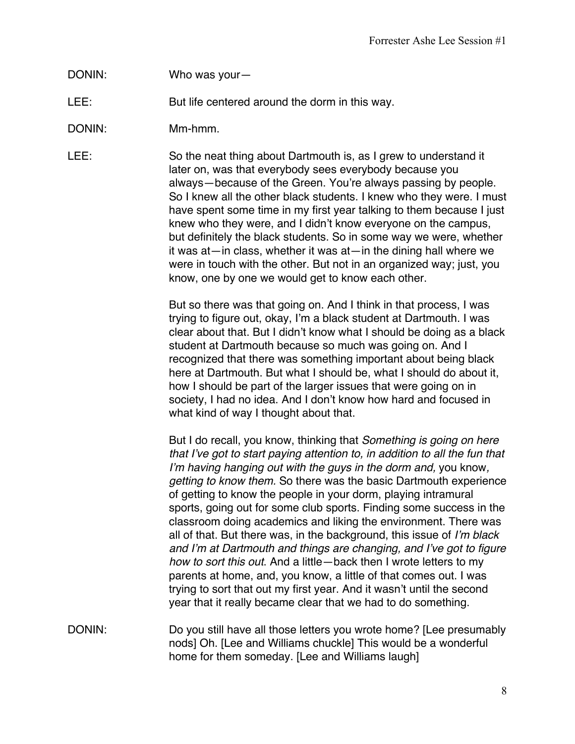DONIN: Who was your—

LEE: But life centered around the dorm in this way.

DONIN: Mm-hmm.

LEE: So the neat thing about Dartmouth is, as I grew to understand it later on, was that everybody sees everybody because you always—because of the Green. You're always passing by people. So I knew all the other black students. I knew who they were. I must have spent some time in my first year talking to them because I just knew who they were, and I didn't know everyone on the campus, but definitely the black students. So in some way we were, whether it was at—in class, whether it was at—in the dining hall where we were in touch with the other. But not in an organized way; just, you know, one by one we would get to know each other.

But so there was that going on. And I think in that process, I was trying to figure out, okay, I'm a black student at Dartmouth. I was clear about that. But I didn't know what I should be doing as a black student at Dartmouth because so much was going on. And I recognized that there was something important about being black here at Dartmouth. But what I should be, what I should do about it, how I should be part of the larger issues that were going on in society, I had no idea. And I don't know how hard and focused in what kind of way I thought about that.

But I do recall, you know, thinking that *Something is going on here that I've got to start paying attention to, in addition to all the fun that I'm having hanging out with the guys in the dorm and,* you know*, getting to know them.* So there was the basic Dartmouth experience of getting to know the people in your dorm, playing intramural sports, going out for some club sports. Finding some success in the classroom doing academics and liking the environment. There was all of that. But there was, in the background, this issue of *I'm black and I'm at Dartmouth and things are changing, and I've got to figure how to sort this out*. And a little—back then I wrote letters to my parents at home, and, you know, a little of that comes out. I was trying to sort that out my first year. And it wasn't until the second year that it really became clear that we had to do something.

DONIN: Do you still have all those letters you wrote home? [Lee presumably nods] Oh. [Lee and Williams chuckle] This would be a wonderful home for them someday. [Lee and Williams laugh]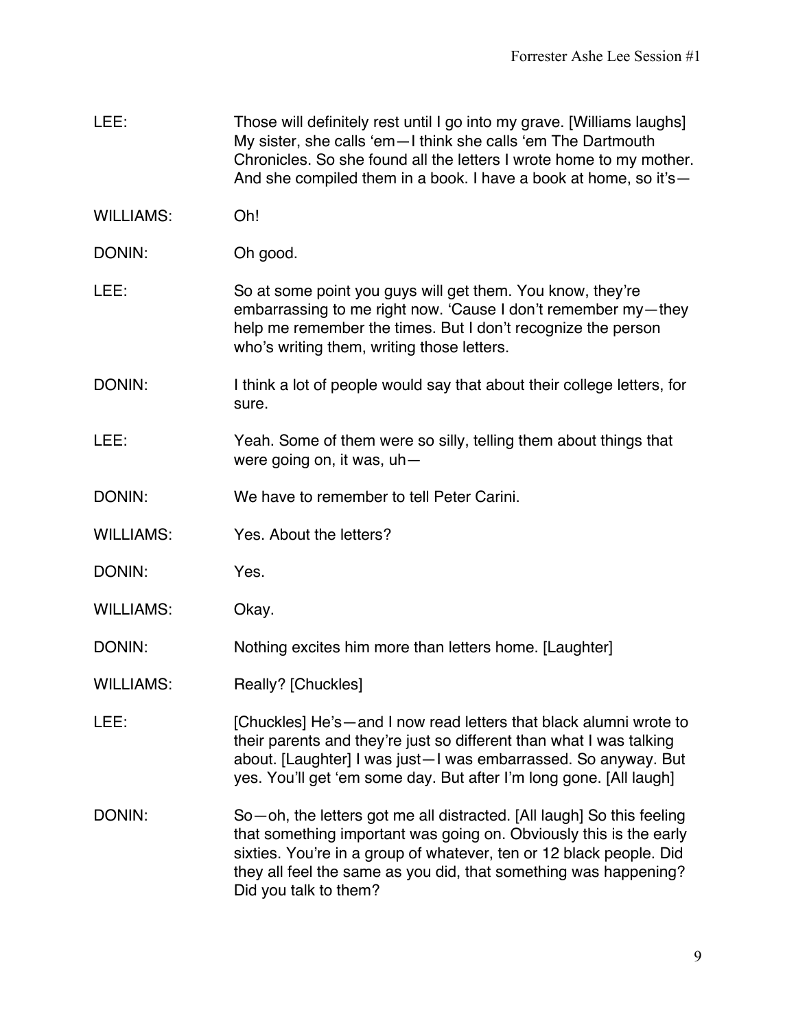LEE: Those will definitely rest until I go into my grave. [Williams laughs] My sister, she calls 'em—I think she calls 'em The Dartmouth Chronicles. So she found all the letters I wrote home to my mother. And she compiled them in a book. I have a book at home, so it's—

WILLIAMS: Oh!

DONIN: Oh good.

LEE: So at some point you guys will get them. You know, they're embarrassing to me right now. 'Cause I don't remember my—they help me remember the times. But I don't recognize the person who's writing them, writing those letters.

DONIN: I think a lot of people would say that about their college letters, for sure.

LEE: Yeah. Some of them were so silly, telling them about things that were going on, it was, uh—

DONIN: We have to remember to tell Peter Carini.

WILLIAMS: Yes. About the letters?

DONIN: Yes.

WILLIAMS: Okay.

DONIN: Nothing excites him more than letters home. [Laughter]

WILLIAMS: Really? [Chuckles]

LEE: [Chuckles] He's—and I now read letters that black alumni wrote to their parents and they're just so different than what I was talking about. [Laughter] I was just—I was embarrassed. So anyway. But yes. You'll get 'em some day. But after I'm long gone. [All laugh]

DONIN: So—oh, the letters got me all distracted. [All laugh] So this feeling that something important was going on. Obviously this is the early sixties. You're in a group of whatever, ten or 12 black people. Did they all feel the same as you did, that something was happening? Did you talk to them?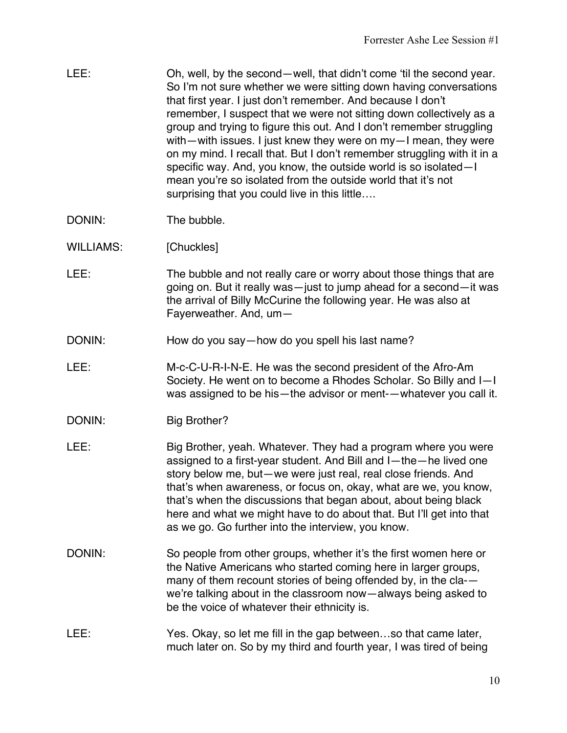LEE: Oh, well, by the second—well, that didn't come 'til the second year. So I'm not sure whether we were sitting down having conversations that first year. I just don't remember. And because I don't remember, I suspect that we were not sitting down collectively as a group and trying to figure this out. And I don't remember struggling with—with issues. I just knew they were on my—I mean, they were on my mind. I recall that. But I don't remember struggling with it in a specific way. And, you know, the outside world is so isolated—I mean you're so isolated from the outside world that it's not surprising that you could live in this little….

DONIN: The bubble.

WILLIAMS: [Chuckles]

LEE: The bubble and not really care or worry about those things that are going on. But it really was—just to jump ahead for a second—it was the arrival of Billy McCurine the following year. He was also at Fayerweather. And, um—

DONIN: How do you say—how do you spell his last name?

LEE: M-c-C-U-R-I-N-E. He was the second president of the Afro-Am Society. He went on to become a Rhodes Scholar. So Billy and I—I was assigned to be his—the advisor or ment-—whatever you call it.

DONIN: Big Brother?

LEE: Big Brother, yeah. Whatever. They had a program where you were assigned to a first-year student. And Bill and I—the—he lived one story below me, but—we were just real, real close friends. And that's when awareness, or focus on, okay, what are we, you know, that's when the discussions that began about, about being black here and what we might have to do about that. But I'll get into that as we go. Go further into the interview, you know.

DONIN: So people from other groups, whether it's the first women here or the Native Americans who started coming here in larger groups, many of them recount stories of being offended by, in the cla-—we're talking about in the classroom now—always being asked to be the voice of whatever their ethnicity is.

LEE: Yes. Okay, so let me fill in the gap between…so that came later, much later on. So by my third and fourth year, I was tired of being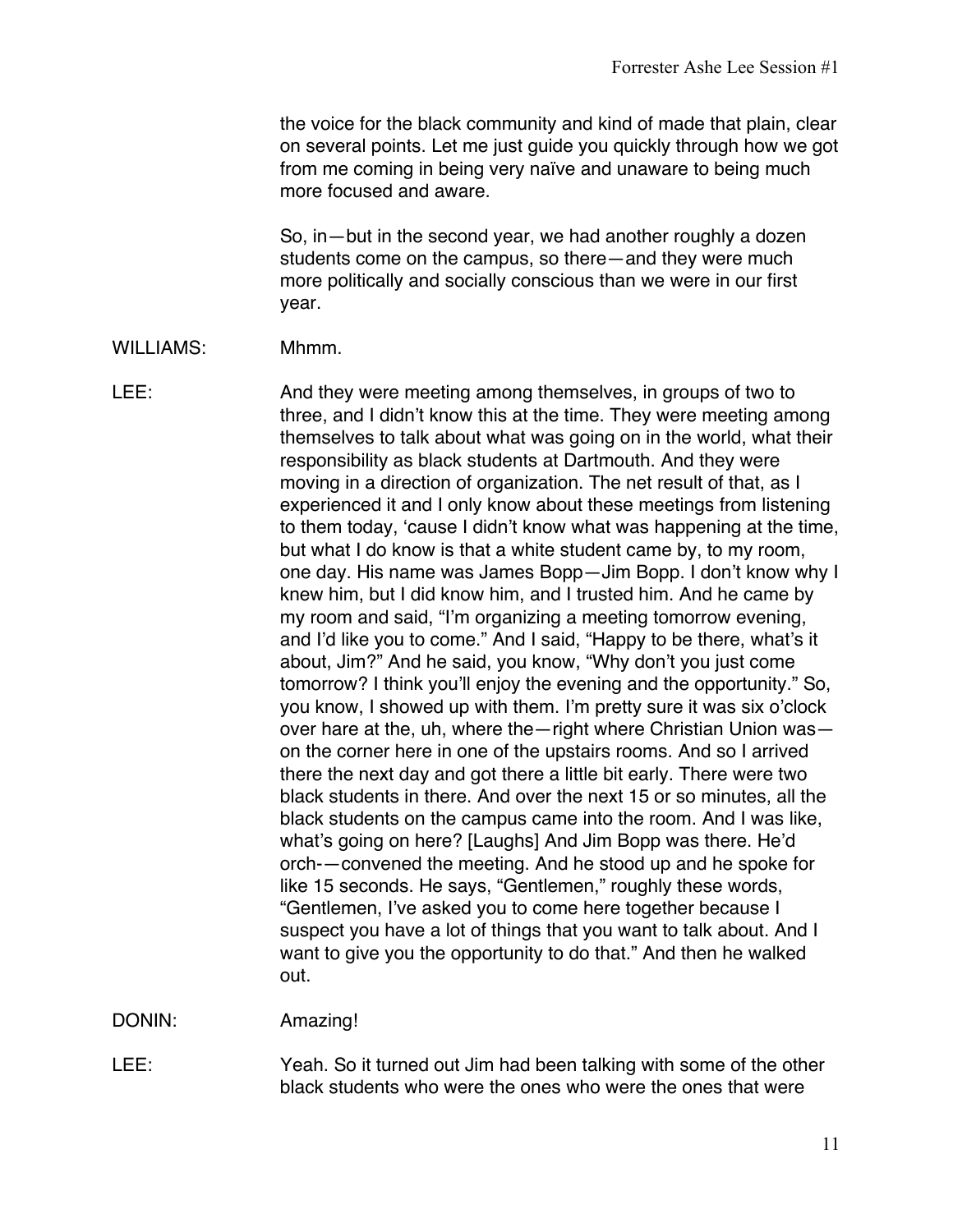the voice for the black community and kind of made that plain, clear on several points. Let me just guide you quickly through how we got from me coming in being very naïve and unaware to being much more focused and aware.

So, in—but in the second year, we had another roughly a dozen students come on the campus, so there—and they were much more politically and socially conscious than we were in our first year.

WILLIAMS: Mhmm.

LEE: And they were meeting among themselves, in groups of two to three, and I didn't know this at the time. They were meeting among themselves to talk about what was going on in the world, what their responsibility as black students at Dartmouth. And they were moving in a direction of organization. The net result of that, as I experienced it and I only know about these meetings from listening to them today, 'cause I didn't know what was happening at the time, but what I do know is that a white student came by, to my room, one day. His name was James Bopp—Jim Bopp. I don't know why I knew him, but I did know him, and I trusted him. And he came by my room and said, "I'm organizing a meeting tomorrow evening, and I'd like you to come." And I said, "Happy to be there, what's it about, Jim?" And he said, you know, "Why don't you just come tomorrow? I think you'll enjoy the evening and the opportunity." So, you know, I showed up with them. I'm pretty sure it was six o'clock over hare at the, uh, where the—right where Christian Union was—on the corner here in one of the upstairs rooms. And so I arrived there the next day and got there a little bit early. There were two black students in there. And over the next 15 or so minutes, all the black students on the campus came into the room. And I was like, what's going on here? [Laughs] And Jim Bopp was there. He'd orch-—convened the meeting. And he stood up and he spoke for like 15 seconds. He says, "Gentlemen," roughly these words, "Gentlemen, I've asked you to come here together because I suspect you have a lot of things that you want to talk about. And I want to give you the opportunity to do that." And then he walked out.

DONIN: Amazing!

LEE: Yeah. So it turned out Jim had been talking with some of the other black students who were the ones who were the ones that were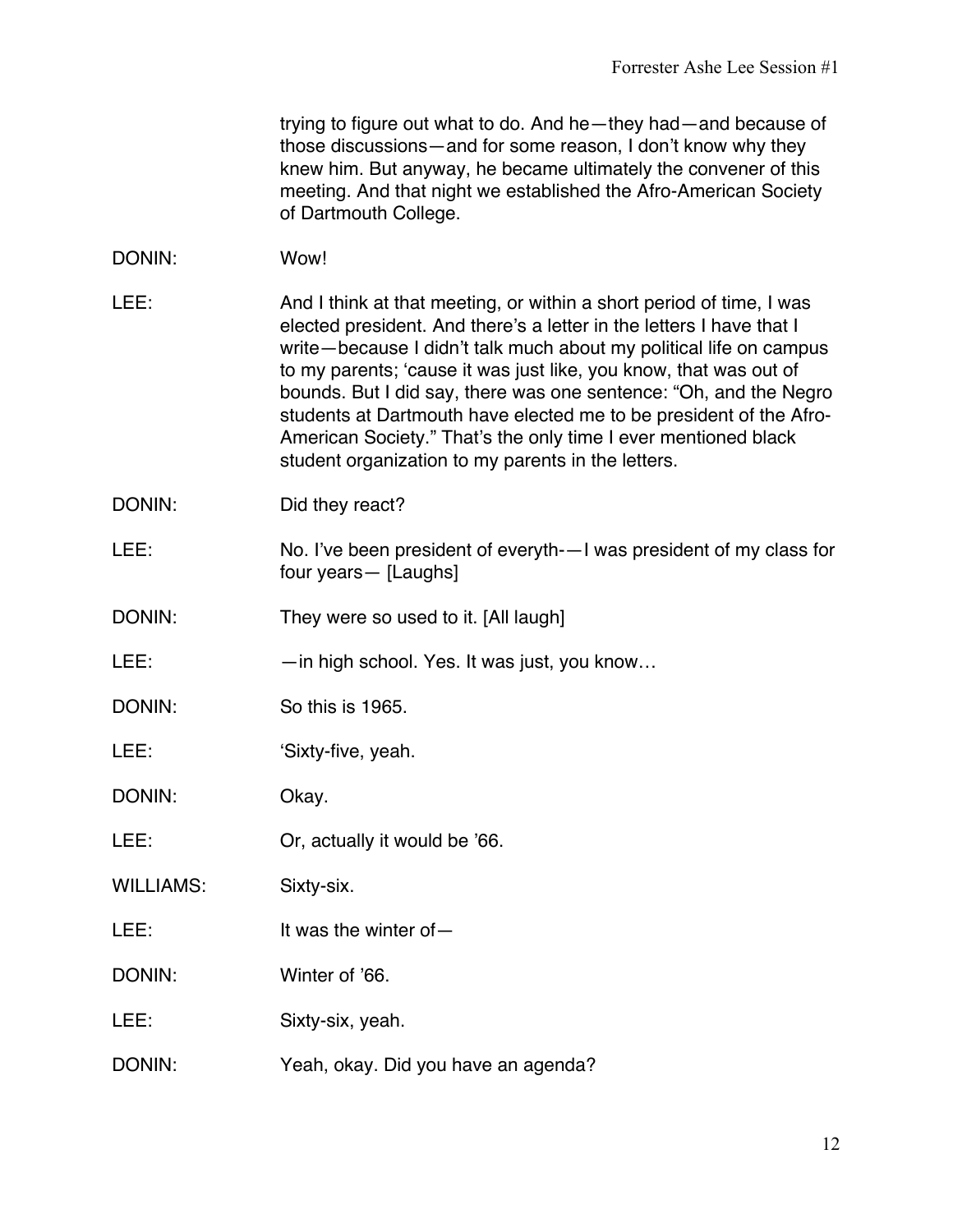trying to figure out what to do. And he—they had—and because of those discussions—and for some reason, I don't know why they knew him. But anyway, he became ultimately the convener of this meeting. And that night we established the Afro-American Society of Dartmouth College.

DONIN: Wow!

LEE: And I think at that meeting, or within a short period of time, I was elected president. And there's a letter in the letters I have that I write—because I didn't talk much about my political life on campus to my parents; 'cause it was just like, you know, that was out of bounds. But I did say, there was one sentence: "Oh, and the Negro students at Dartmouth have elected me to be president of the Afro-American Society." That's the only time I ever mentioned black student organization to my parents in the letters.

DONIN: Did they react?

LEE: No. I've been president of everyth-—I was president of my class for four years— [Laughs]

DONIN: They were so used to it. [All laugh]

LEE: —in high school. Yes. It was just, you know…

DONIN: So this is 1965.

LEE: 'Sixty-five, yeah.

DONIN: Okay.

LEE: Or, actually it would be '66.

WILLIAMS: Sixty-six.

LEE: It was the winter of—

DONIN: Winter of '66.

LEE: Sixty-six, yeah.

DONIN: Yeah, okay. Did you have an agenda?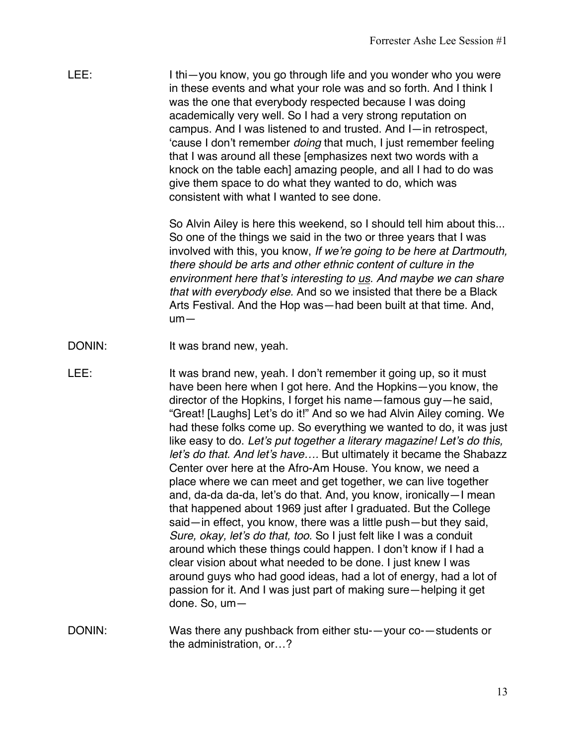LEE: I thi—you know, you go through life and you wonder who you were in these events and what your role was and so forth. And I think I was the one that everybody respected because I was doing academically very well. So I had a very strong reputation on campus. And I was listened to and trusted. And I—in retrospect, 'cause I don't remember *doing* that much, I just remember feeling that I was around all these [emphasizes next two words with a knock on the table each] amazing people, and all I had to do was give them space to do what they wanted to do, which was consistent with what I wanted to see done.

So Alvin Ailey is here this weekend, so I should tell him about this... So one of the things we said in the two or three years that I was involved with this, you know, *If we're going to be here at Dartmouth, there should be arts and other ethnic content of culture in the environment here that's interesting to us. And maybe we can share that with everybody else.* And so we insisted that there be a Black Arts Festival. And the Hop was—had been built at that time. And, um—

DONIN: It was brand new, yeah.

LEE: It was brand new, yeah. I don't remember it going up, so it must have been here when I got here. And the Hopkins—you know, the director of the Hopkins, I forget his name—famous guy—he said, "Great! [Laughs] Let's do it!" And so we had Alvin Ailey coming. We had these folks come up. So everything we wanted to do, it was just like easy to do. *Let's put together a literary magazine! Let's do this, let's do that. And let's have….* But ultimately it became the Shabazz Center over here at the Afro-Am House. You know, we need a place where we can meet and get together, we can live together and, da-da da-da, let's do that. And, you know, ironically—I mean that happened about 1969 just after I graduated. But the College said—in effect, you know, there was a little push—but they said, *Sure, okay, let's do that, too*. So I just felt like I was a conduit around which these things could happen. I don't know if I had a clear vision about what needed to be done. I just knew I was around guys who had good ideas, had a lot of energy, had a lot of passion for it. And I was just part of making sure—helping it get done. So, um—

DONIN: Was there any pushback from either stu-—your co-—students or the administration, or…?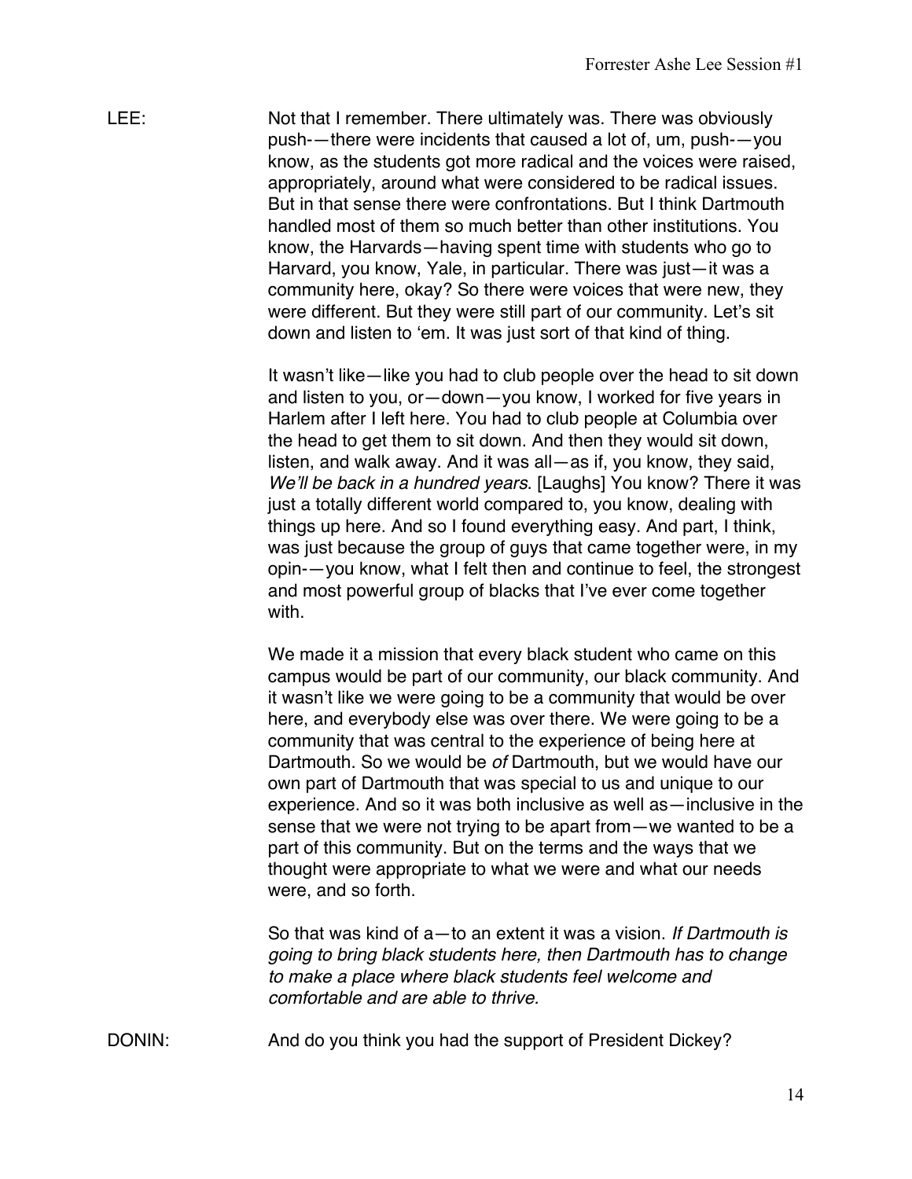LEE: Not that I remember. There ultimately was. There was obviously push-—there were incidents that caused a lot of, um, push-—you know, as the students got more radical and the voices were raised, appropriately, around what were considered to be radical issues. But in that sense there were confrontations. But I think Dartmouth handled most of them so much better than other institutions. You know, the Harvards—having spent time with students who go to Harvard, you know, Yale, in particular. There was just—it was a community here, okay? So there were voices that were new, they were different. But they were still part of our community. Let's sit down and listen to 'em. It was just sort of that kind of thing.

It wasn't like—like you had to club people over the head to sit down and listen to you, or—down—you know, I worked for five years in Harlem after I left here. You had to club people at Columbia over the head to get them to sit down. And then they would sit down, listen, and walk away. And it was all—as if, you know, they said, *We'll be back in a hundred years*. [Laughs] You know? There it was just a totally different world compared to, you know, dealing with things up here. And so I found everything easy. And part, I think, was just because the group of guys that came together were, in my opin-—you know, what I felt then and continue to feel, the strongest and most powerful group of blacks that I've ever come together with.

We made it a mission that every black student who came on this campus would be part of our community, our black community. And it wasn't like we were going to be a community that would be over here, and everybody else was over there. We were going to be a community that was central to the experience of being here at Dartmouth. So we would be *of* Dartmouth, but we would have our own part of Dartmouth that was special to us and unique to our experience. And so it was both inclusive as well as—inclusive in the sense that we were not trying to be apart from—we wanted to be a part of this community. But on the terms and the ways that we thought were appropriate to what we were and what our needs were, and so forth.

So that was kind of a—to an extent it was a vision. *If Dartmouth is going to bring black students here, then Dartmouth has to change to make a place where black students feel welcome and comfortable and are able to thrive.*

DONIN: And do you think you had the support of President Dickey?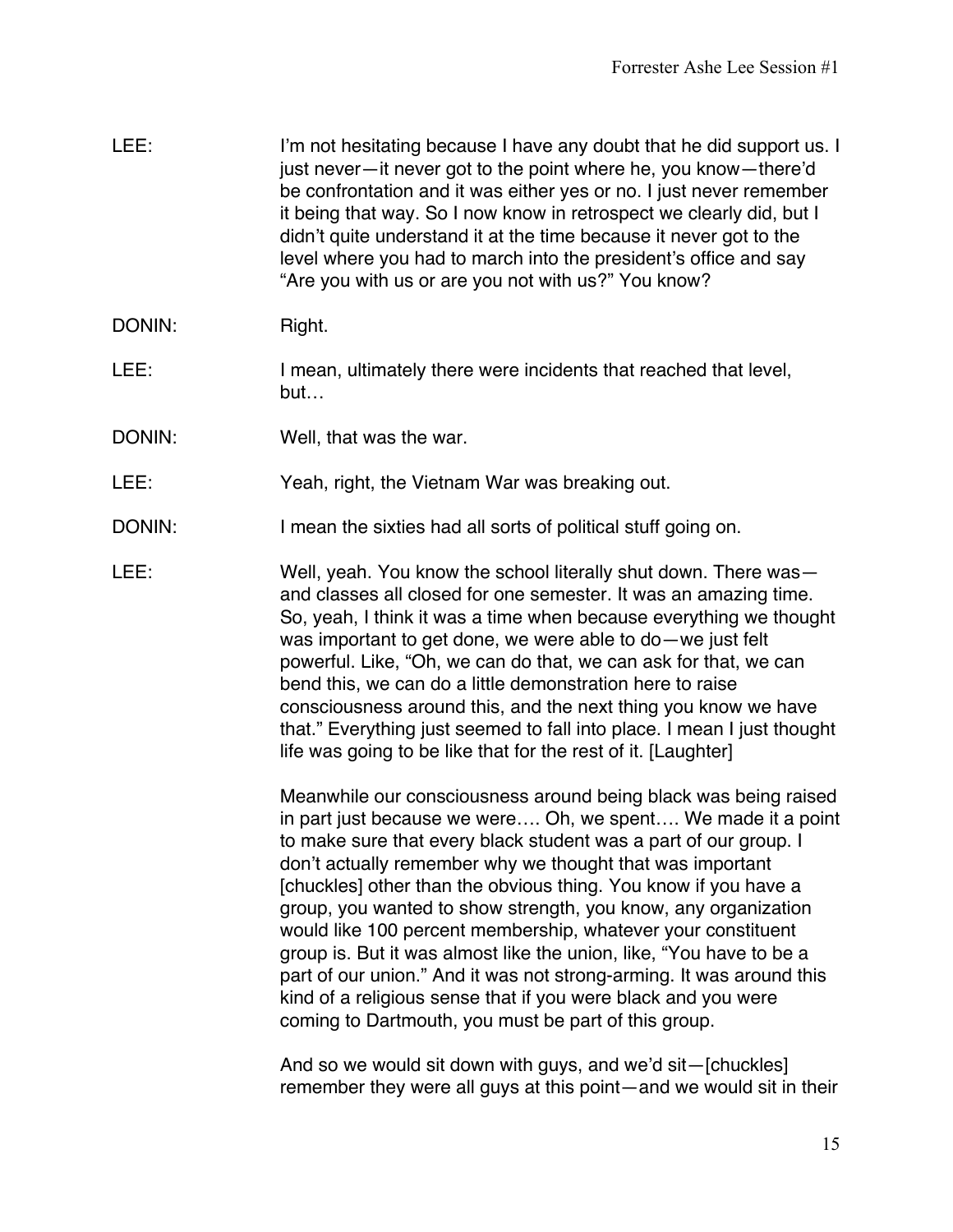LEE: I'm not hesitating because I have any doubt that he did support us. I just never—it never got to the point where he, you know—there'd be confrontation and it was either yes or no. I just never remember it being that way. So I now know in retrospect we clearly did, but I didn't quite understand it at the time because it never got to the level where you had to march into the president's office and say "Are you with us or are you not with us?" You know?

DONIN: Right.

LEE: I mean, ultimately there were incidents that reached that level, but…

DONIN: Well, that was the war.

LEE: Yeah, right, the Vietnam War was breaking out.

DONIN: I mean the sixties had all sorts of political stuff going on.

LEE: Well, yeah. You know the school literally shut down. There was—and classes all closed for one semester. It was an amazing time. So, yeah, I think it was a time when because everything we thought was important to get done, we were able to do—we just felt powerful. Like, "Oh, we can do that, we can ask for that, we can bend this, we can do a little demonstration here to raise consciousness around this, and the next thing you know we have that." Everything just seemed to fall into place. I mean I just thought life was going to be like that for the rest of it. [Laughter]

Meanwhile our consciousness around being black was being raised in part just because we were…. Oh, we spent…. We made it a point to make sure that every black student was a part of our group. I don't actually remember why we thought that was important [chuckles] other than the obvious thing. You know if you have a group, you wanted to show strength, you know, any organization would like 100 percent membership, whatever your constituent group is. But it was almost like the union, like, "You have to be a part of our union." And it was not strong-arming. It was around this kind of a religious sense that if you were black and you were coming to Dartmouth, you must be part of this group.

And so we would sit down with guys, and we'd sit—[chuckles] remember they were all guys at this point—and we would sit in their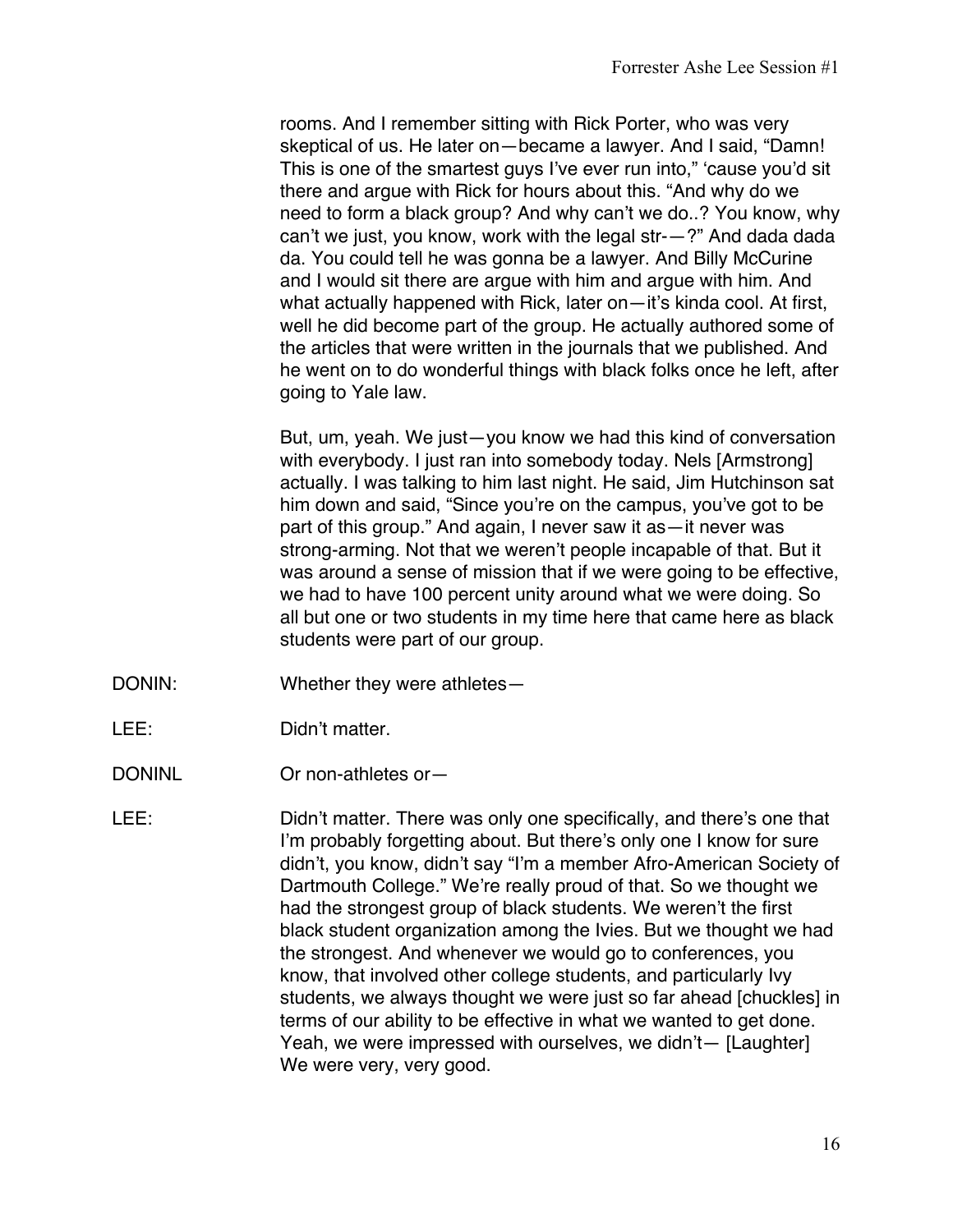rooms. And I remember sitting with Rick Porter, who was very skeptical of us. He later on—became a lawyer. And I said, "Damn! This is one of the smartest guys I've ever run into," 'cause you'd sit there and argue with Rick for hours about this. "And why do we need to form a black group? And why can't we do..? You know, why can't we just, you know, work with the legal str-—?" And dada dada da. You could tell he was gonna be a lawyer. And Billy McCurine and I would sit there are argue with him and argue with him. And what actually happened with Rick, later on—it's kinda cool. At first, well he did become part of the group. He actually authored some of the articles that were written in the journals that we published. And he went on to do wonderful things with black folks once he left, after going to Yale law.

But, um, yeah. We just—you know we had this kind of conversation with everybody. I just ran into somebody today. Nels [Armstrong] actually. I was talking to him last night. He said, Jim Hutchinson sat him down and said, "Since you're on the campus, you've got to be part of this group." And again, I never saw it as—it never was strong-arming. Not that we weren't people incapable of that. But it was around a sense of mission that if we were going to be effective, we had to have 100 percent unity around what we were doing. So all but one or two students in my time here that came here as black students were part of our group.

DONIN: Whether they were athletes—

LEE: Didn't matter.

DONINL Or non-athletes or—

LEE: Didn't matter. There was only one specifically, and there's one that I'm probably forgetting about. But there's only one I know for sure didn't, you know, didn't say "I'm a member Afro-American Society of Dartmouth College." We're really proud of that. So we thought we had the strongest group of black students. We weren't the first black student organization among the Ivies. But we thought we had the strongest. And whenever we would go to conferences, you know, that involved other college students, and particularly Ivy students, we always thought we were just so far ahead [chuckles] in terms of our ability to be effective in what we wanted to get done. Yeah, we were impressed with ourselves, we didn't— [Laughter] We were very, very good.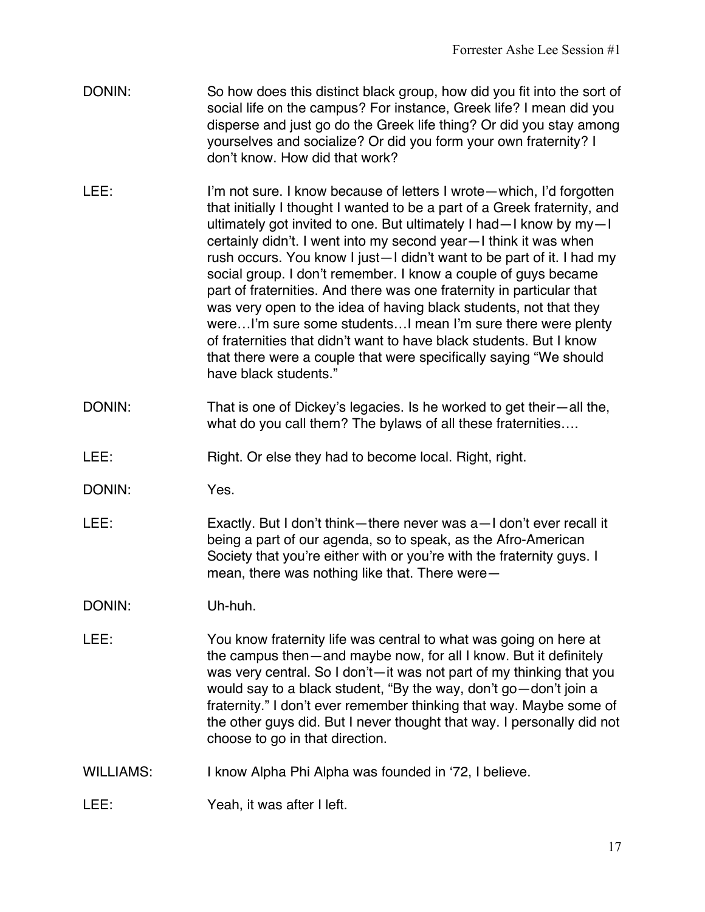DONIN: So how does this distinct black group, how did you fit into the sort of social life on the campus? For instance, Greek life? I mean did you disperse and just go do the Greek life thing? Or did you stay among yourselves and socialize? Or did you form your own fraternity? I don't know. How did that work?

LEE: I'm not sure. I know because of letters I wrote—which, I'd forgotten that initially I thought I wanted to be a part of a Greek fraternity, and ultimately got invited to one. But ultimately I had—I know by my—I certainly didn't. I went into my second year—I think it was when rush occurs. You know I just—I didn't want to be part of it. I had my social group. I don't remember. I know a couple of guys became part of fraternities. And there was one fraternity in particular that was very open to the idea of having black students, not that they were…I'm sure some students…I mean I'm sure there were plenty of fraternities that didn't want to have black students. But I know that there were a couple that were specifically saying "We should have black students."

DONIN: That is one of Dickey's legacies. Is he worked to get their—all the, what do you call them? The bylaws of all these fraternities….

LEE: Right. Or else they had to become local. Right, right.

DONIN: Yes.

LEE: Exactly. But I don't think—there never was a—I don't ever recall it being a part of our agenda, so to speak, as the Afro-American Society that you're either with or you're with the fraternity guys. I mean, there was nothing like that. There were—

DONIN: Uh-huh.

LEE: You know fraternity life was central to what was going on here at the campus then—and maybe now, for all I know. But it definitely was very central. So I don't—it was not part of my thinking that you would say to a black student, "By the way, don't go—don't join a fraternity." I don't ever remember thinking that way. Maybe some of the other guys did. But I never thought that way. I personally did not choose to go in that direction.

WILLIAMS: I know Alpha Phi Alpha was founded in '72, I believe.

LEE: Yeah, it was after I left.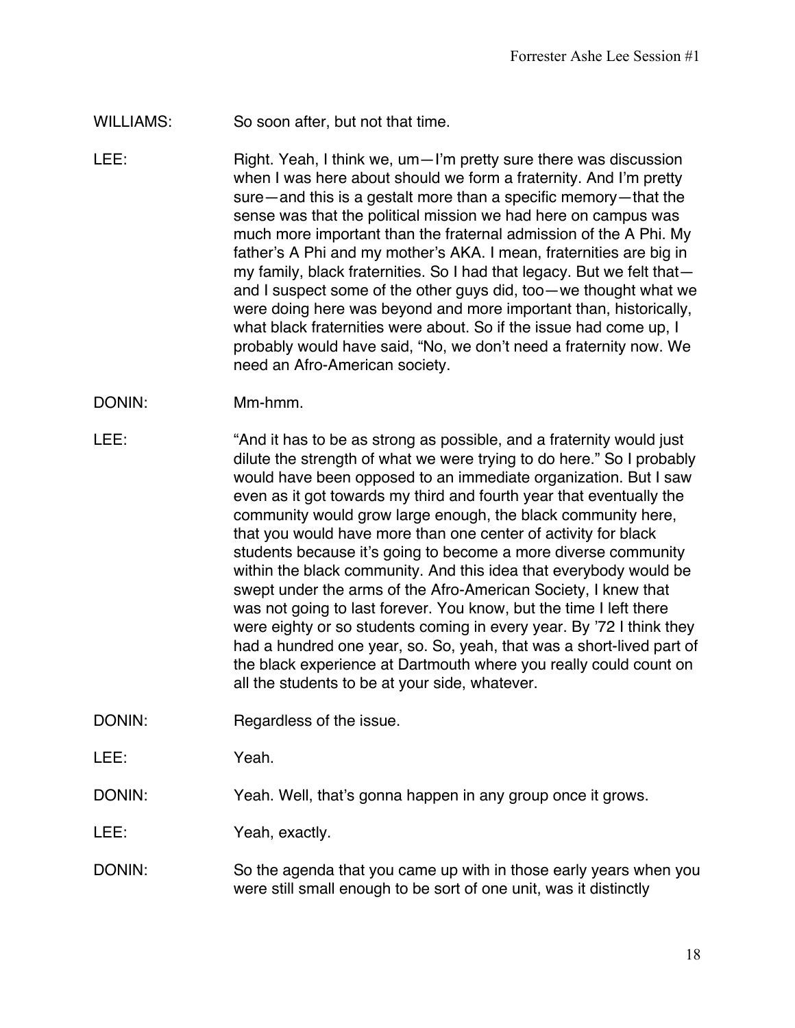WILLIAMS: So soon after, but not that time.

LEE: Right. Yeah, I think we, um—I'm pretty sure there was discussion when I was here about should we form a fraternity. And I'm pretty sure—and this is a gestalt more than a specific memory—that the sense was that the political mission we had here on campus was much more important than the fraternal admission of the A Phi. My father's A Phi and my mother's AKA. I mean, fraternities are big in my family, black fraternities. So I had that legacy. But we felt that—and I suspect some of the other guys did, too—we thought what we were doing here was beyond and more important than, historically, what black fraternities were about. So if the issue had come up, I probably would have said, "No, we don't need a fraternity now. We need an Afro-American society.

DONIN: Mm-hmm.

LEE: "And it has to be as strong as possible, and a fraternity would just dilute the strength of what we were trying to do here." So I probably would have been opposed to an immediate organization. But I saw even as it got towards my third and fourth year that eventually the community would grow large enough, the black community here, that you would have more than one center of activity for black students because it's going to become a more diverse community within the black community. And this idea that everybody would be swept under the arms of the Afro-American Society, I knew that was not going to last forever. You know, but the time I left there were eighty or so students coming in every year. By '72 I think they had a hundred one year, so. So, yeah, that was a short-lived part of the black experience at Dartmouth where you really could count on all the students to be at your side, whatever.

DONIN: Regardless of the issue.

LEE: Yeah.

DONIN: Yeah. Well, that's gonna happen in any group once it grows.

LEE: Yeah, exactly.

DONIN: So the agenda that you came up with in those early years when you were still small enough to be sort of one unit, was it distinctly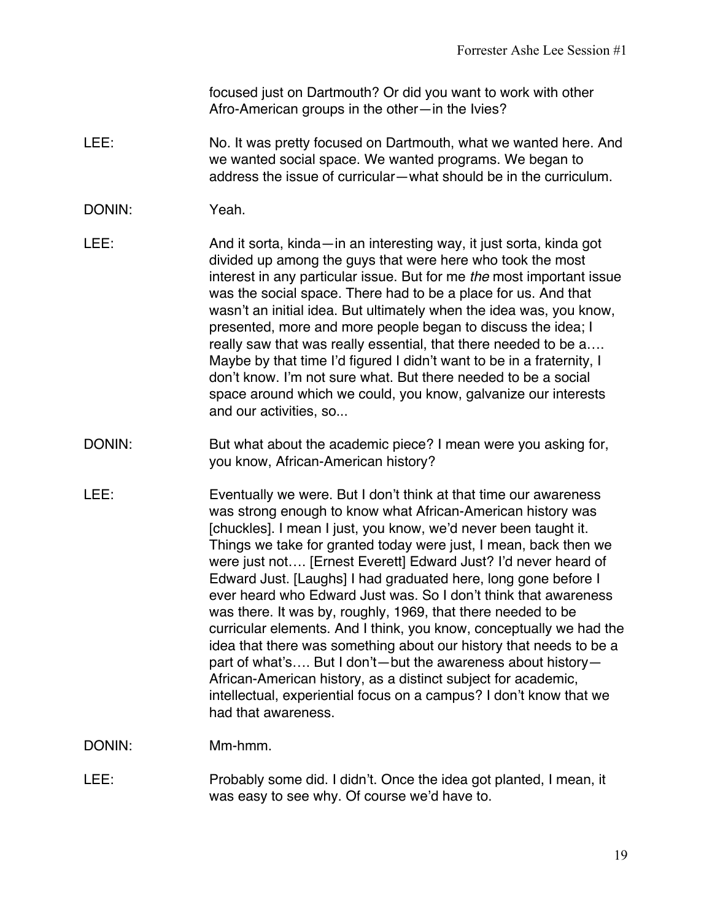focused just on Dartmouth? Or did you want to work with other Afro-American groups in the other—in the Ivies?

LEE: No. It was pretty focused on Dartmouth, what we wanted here. And we wanted social space. We wanted programs. We began to address the issue of curricular—what should be in the curriculum.

DONIN: Yeah.

LEE: And it sorta, kinda—in an interesting way, it just sorta, kinda got divided up among the guys that were here who took the most interest in any particular issue. But for me *the* most important issue was the social space. There had to be a place for us. And that wasn't an initial idea. But ultimately when the idea was, you know, presented, more and more people began to discuss the idea; I really saw that was really essential, that there needed to be a…. Maybe by that time I'd figured I didn't want to be in a fraternity, I don't know. I'm not sure what. But there needed to be a social space around which we could, you know, galvanize our interests and our activities, so...

DONIN: But what about the academic piece? I mean were you asking for, you know, African-American history?

LEE: Eventually we were. But I don't think at that time our awareness was strong enough to know what African-American history was [chuckles]. I mean I just, you know, we'd never been taught it. Things we take for granted today were just, I mean, back then we were just not…. [Ernest Everett] Edward Just? I'd never heard of Edward Just. [Laughs] I had graduated here, long gone before I ever heard who Edward Just was. So I don't think that awareness was there. It was by, roughly, 1969, that there needed to be curricular elements. And I think, you know, conceptually we had the idea that there was something about our history that needs to be a part of what's…. But I don't—but the awareness about history—African-American history, as a distinct subject for academic, intellectual, experiential focus on a campus? I don't know that we had that awareness.

DONIN: Mm-hmm.

LEE: Probably some did. I didn't. Once the idea got planted, I mean, it was easy to see why. Of course we'd have to.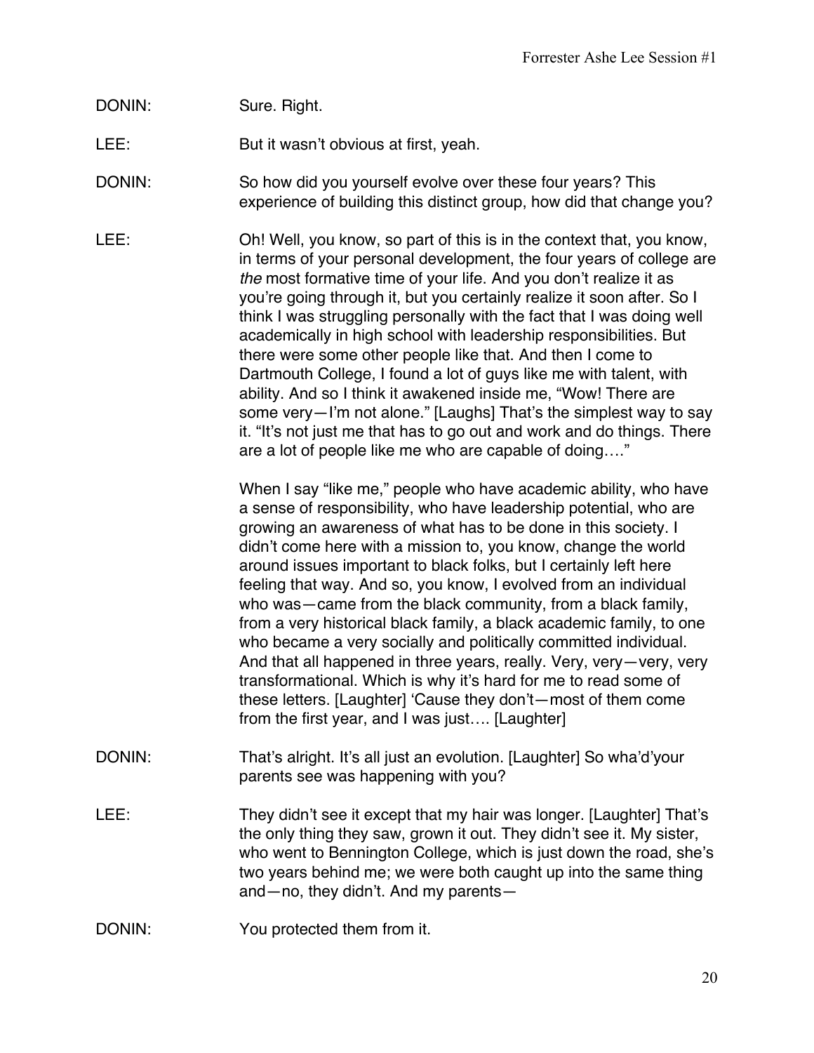DONIN: Sure. Right.

LEE: But it wasn't obvious at first, yeah.

DONIN: So how did you yourself evolve over these four years? This experience of building this distinct group, how did that change you?

LEE: Oh! Well, you know, so part of this is in the context that, you know, in terms of your personal development, the four years of college are *the* most formative time of your life. And you don't realize it as you're going through it, but you certainly realize it soon after. So I think I was struggling personally with the fact that I was doing well academically in high school with leadership responsibilities. But there were some other people like that. And then I come to Dartmouth College, I found a lot of guys like me with talent, with ability. And so I think it awakened inside me, "Wow! There are some very—I'm not alone." [Laughs] That's the simplest way to say it. "It's not just me that has to go out and work and do things. There are a lot of people like me who are capable of doing…."

When I say "like me," people who have academic ability, who have a sense of responsibility, who have leadership potential, who are growing an awareness of what has to be done in this society. I didn't come here with a mission to, you know, change the world around issues important to black folks, but I certainly left here feeling that way. And so, you know, I evolved from an individual who was—came from the black community, from a black family, from a very historical black family, a black academic family, to one who became a very socially and politically committed individual. And that all happened in three years, really. Very, very—very, very transformational. Which is why it's hard for me to read some of these letters. [Laughter] 'Cause they don't—most of them come from the first year, and I was just…. [Laughter]

DONIN: That's alright. It's all just an evolution. [Laughter] So wha'd'your parents see was happening with you?

LEE: They didn't see it except that my hair was longer. [Laughter] That's the only thing they saw, grown it out. They didn't see it. My sister, who went to Bennington College, which is just down the road, she's two years behind me; we were both caught up into the same thing and—no, they didn't. And my parents—

DONIN: You protected them from it.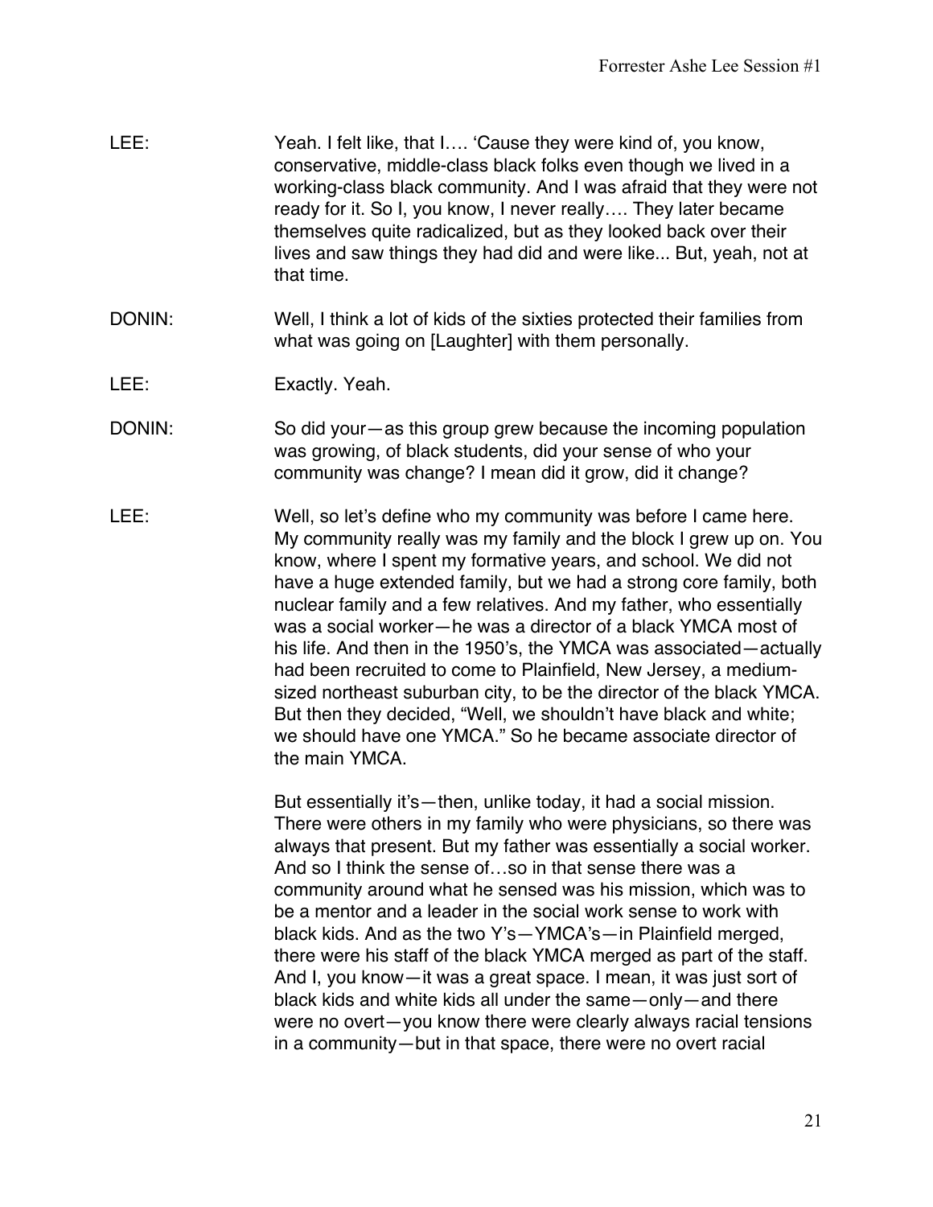LEE: Yeah. I felt like, that I…. 'Cause they were kind of, you know, conservative, middle-class black folks even though we lived in a working-class black community. And I was afraid that they were not ready for it. So I, you know, I never really…. They later became themselves quite radicalized, but as they looked back over their lives and saw things they had did and were like... But, yeah, not at that time.

DONIN: Well, I think a lot of kids of the sixties protected their families from what was going on [Laughter] with them personally.

LEE: Exactly. Yeah.

DONIN: So did your—as this group grew because the incoming population was growing, of black students, did your sense of who your community was change? I mean did it grow, did it change?

LEE: Well, so let's define who my community was before I came here. My community really was my family and the block I grew up on. You know, where I spent my formative years, and school. We did not have a huge extended family, but we had a strong core family, both nuclear family and a few relatives. And my father, who essentially was a social worker—he was a director of a black YMCA most of his life. And then in the 1950's, the YMCA was associated—actually had been recruited to come to Plainfield, New Jersey, a medium-sized northeast suburban city, to be the director of the black YMCA. But then they decided, "Well, we shouldn't have black and white; we should have one YMCA." So he became associate director of the main YMCA.

But essentially it's—then, unlike today, it had a social mission. There were others in my family who were physicians, so there was always that present. But my father was essentially a social worker. And so I think the sense of…so in that sense there was a community around what he sensed was his mission, which was to be a mentor and a leader in the social work sense to work with black kids. And as the two Y's—YMCA's—in Plainfield merged, there were his staff of the black YMCA merged as part of the staff. And I, you know—it was a great space. I mean, it was just sort of black kids and white kids all under the same—only—and there were no overt—you know there were clearly always racial tensions in a community—but in that space, there were no overt racial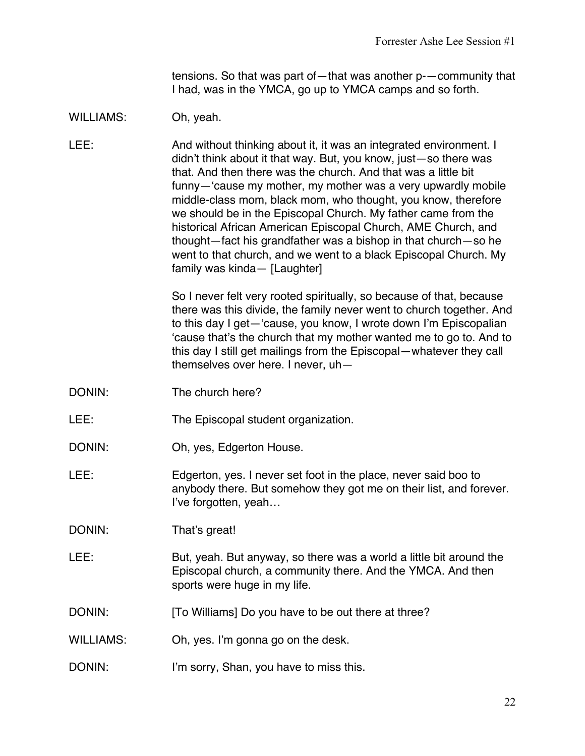tensions. So that was part of—that was another p-—community that I had, was in the YMCA, go up to YMCA camps and so forth.

WILLIAMS: Oh, yeah.

LEE: And without thinking about it, it was an integrated environment. I didn't think about it that way. But, you know, just—so there was that. And then there was the church. And that was a little bit funny—'cause my mother, my mother was a very upwardly mobile middle-class mom, black mom, who thought, you know, therefore we should be in the Episcopal Church. My father came from the historical African American Episcopal Church, AME Church, and thought—fact his grandfather was a bishop in that church—so he went to that church, and we went to a black Episcopal Church. My family was kinda— [Laughter]

So I never felt very rooted spiritually, so because of that, because there was this divide, the family never went to church together. And to this day I get—'cause, you know, I wrote down I'm Episcopalian 'cause that's the church that my mother wanted me to go to. And to this day I still get mailings from the Episcopal—whatever they call themselves over here. I never, uh—

DONIN: The church here?

LEE: The Episcopal student organization.

DONIN: Oh, yes, Edgerton House.

LEE: Edgerton, yes. I never set foot in the place, never said boo to anybody there. But somehow they got me on their list, and forever. I've forgotten, yeah…

DONIN: That's great!

LEE: But, yeah. But anyway, so there was a world a little bit around the Episcopal church, a community there. And the YMCA. And then sports were huge in my life.

DONIN: [To Williams] Do you have to be out there at three?

WILLIAMS: Oh, yes. I'm gonna go on the desk.

DONIN: I'm sorry, Shan, you have to miss this.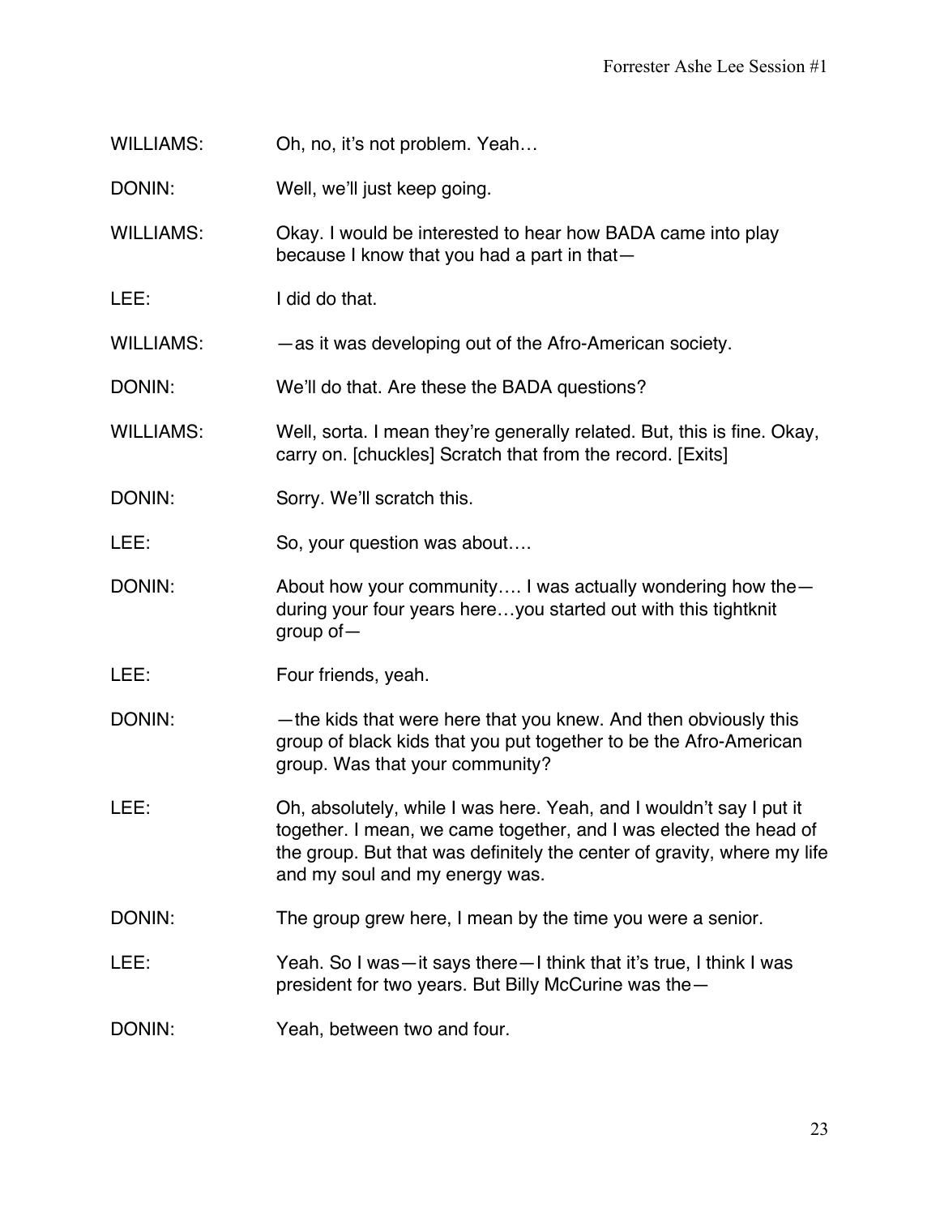WILLIAMS: Oh, no, it's not problem. Yeah…

DONIN: Well, we'll just keep going.

WILLIAMS: Okay. I would be interested to hear how BADA came into play because I know that you had a part in that—

LEE: I did do that.

WILLIAMS: —as it was developing out of the Afro-American society.

DONIN: We'll do that. Are these the BADA questions?

WILLIAMS: Well, sorta. I mean they're generally related. But, this is fine. Okay, carry on. [chuckles] Scratch that from the record. [Exits]

DONIN: Sorry. We'll scratch this.

LEE: So, your question was about….

DONIN: About how your community…. I was actually wondering how the—during your four years here…you started out with this tightknit group of—

LEE: Four friends, yeah.

DONIN: —the kids that were here that you knew. And then obviously this group of black kids that you put together to be the Afro-American group. Was that your community?

LEE: Oh, absolutely, while I was here. Yeah, and I wouldn't say I put it together. I mean, we came together, and I was elected the head of the group. But that was definitely the center of gravity, where my life and my soul and my energy was.

DONIN: The group grew here, I mean by the time you were a senior.

LEE: Yeah. So I was—it says there—I think that it's true, I think I was president for two years. But Billy McCurine was the—

DONIN: Yeah, between two and four.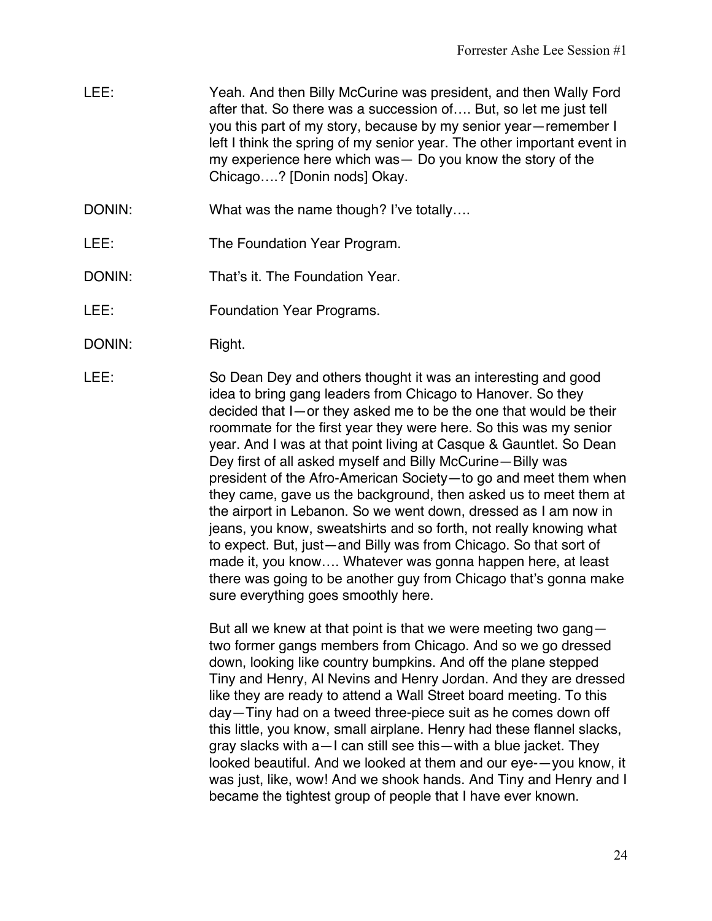LEE: Yeah. And then Billy McCurine was president, and then Wally Ford after that. So there was a succession of…. But, so let me just tell you this part of my story, because by my senior year—remember I left I think the spring of my senior year. The other important event in my experience here which was— Do you know the story of the Chicago….? [Donin nods] Okay.

DONIN: What was the name though? I've totally….

LEE: The Foundation Year Program.

DONIN: That's it. The Foundation Year.

LEE: Foundation Year Programs.

DONIN: Right.

LEE: So Dean Dey and others thought it was an interesting and good idea to bring gang leaders from Chicago to Hanover. So they decided that I—or they asked me to be the one that would be their roommate for the first year they were here. So this was my senior year. And I was at that point living at Casque & Gauntlet. So Dean Dey first of all asked myself and Billy McCurine—Billy was president of the Afro-American Society—to go and meet them when they came, gave us the background, then asked us to meet them at the airport in Lebanon. So we went down, dressed as I am now in jeans, you know, sweatshirts and so forth, not really knowing what to expect. But, just—and Billy was from Chicago. So that sort of made it, you know…. Whatever was gonna happen here, at least there was going to be another guy from Chicago that's gonna make sure everything goes smoothly here.

But all we knew at that point is that we were meeting two gang—two former gangs members from Chicago. And so we go dressed down, looking like country bumpkins. And off the plane stepped Tiny and Henry, Al Nevins and Henry Jordan. And they are dressed like they are ready to attend a Wall Street board meeting. To this day—Tiny had on a tweed three-piece suit as he comes down off this little, you know, small airplane. Henry had these flannel slacks, gray slacks with a—I can still see this—with a blue jacket. They looked beautiful. And we looked at them and our eye-—you know, it was just, like, wow! And we shook hands. And Tiny and Henry and I became the tightest group of people that I have ever known.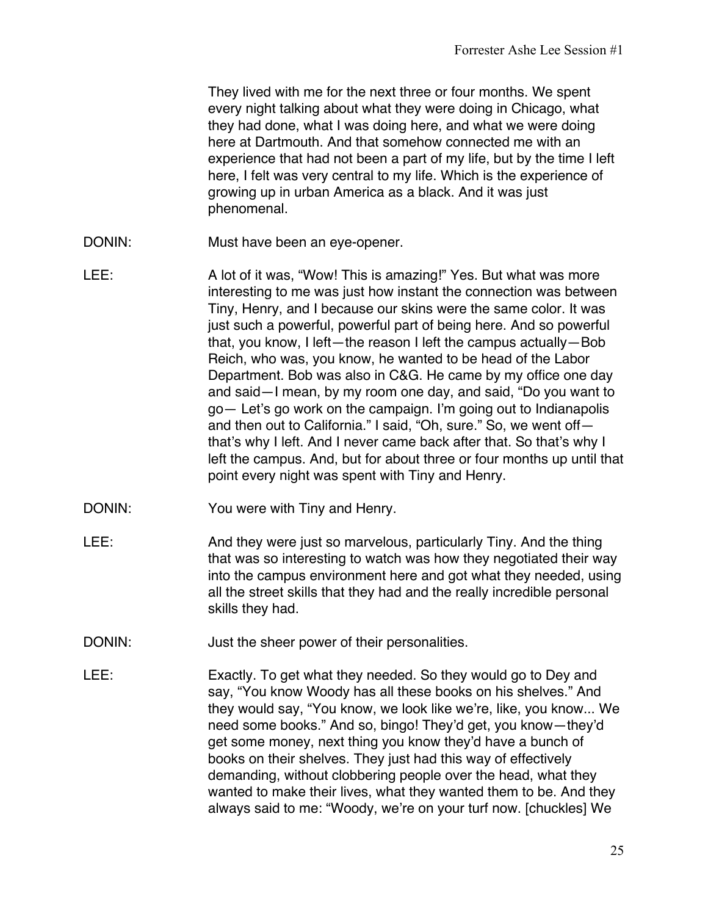They lived with me for the next three or four months. We spent every night talking about what they were doing in Chicago, what they had done, what I was doing here, and what we were doing here at Dartmouth. And that somehow connected me with an experience that had not been a part of my life, but by the time I left here, I felt was very central to my life. Which is the experience of growing up in urban America as a black. And it was just phenomenal.

DONIN: Must have been an eye-opener.

LEE: A lot of it was, "Wow! This is amazing!" Yes. But what was more interesting to me was just how instant the connection was between Tiny, Henry, and I because our skins were the same color. It was just such a powerful, powerful part of being here. And so powerful that, you know, I left—the reason I left the campus actually—Bob Reich, who was, you know, he wanted to be head of the Labor Department. Bob was also in C&G. He came by my office one day and said—I mean, by my room one day, and said, "Do you want to go— Let's go work on the campaign. I'm going out to Indianapolis and then out to California." I said, "Oh, sure." So, we went off—that's why I left. And I never came back after that. So that's why I left the campus. And, but for about three or four months up until that point every night was spent with Tiny and Henry.

DONIN: You were with Tiny and Henry.

LEE: And they were just so marvelous, particularly Tiny. And the thing that was so interesting to watch was how they negotiated their way into the campus environment here and got what they needed, using all the street skills that they had and the really incredible personal skills they had.

DONIN: Just the sheer power of their personalities.

LEE: Exactly. To get what they needed. So they would go to Dey and say, "You know Woody has all these books on his shelves." And they would say, "You know, we look like we're, like, you know... We need some books." And so, bingo! They'd get, you know—they'd get some money, next thing you know they'd have a bunch of books on their shelves. They just had this way of effectively demanding, without clobbering people over the head, what they wanted to make their lives, what they wanted them to be. And they always said to me: "Woody, we're on your turf now. [chuckles] We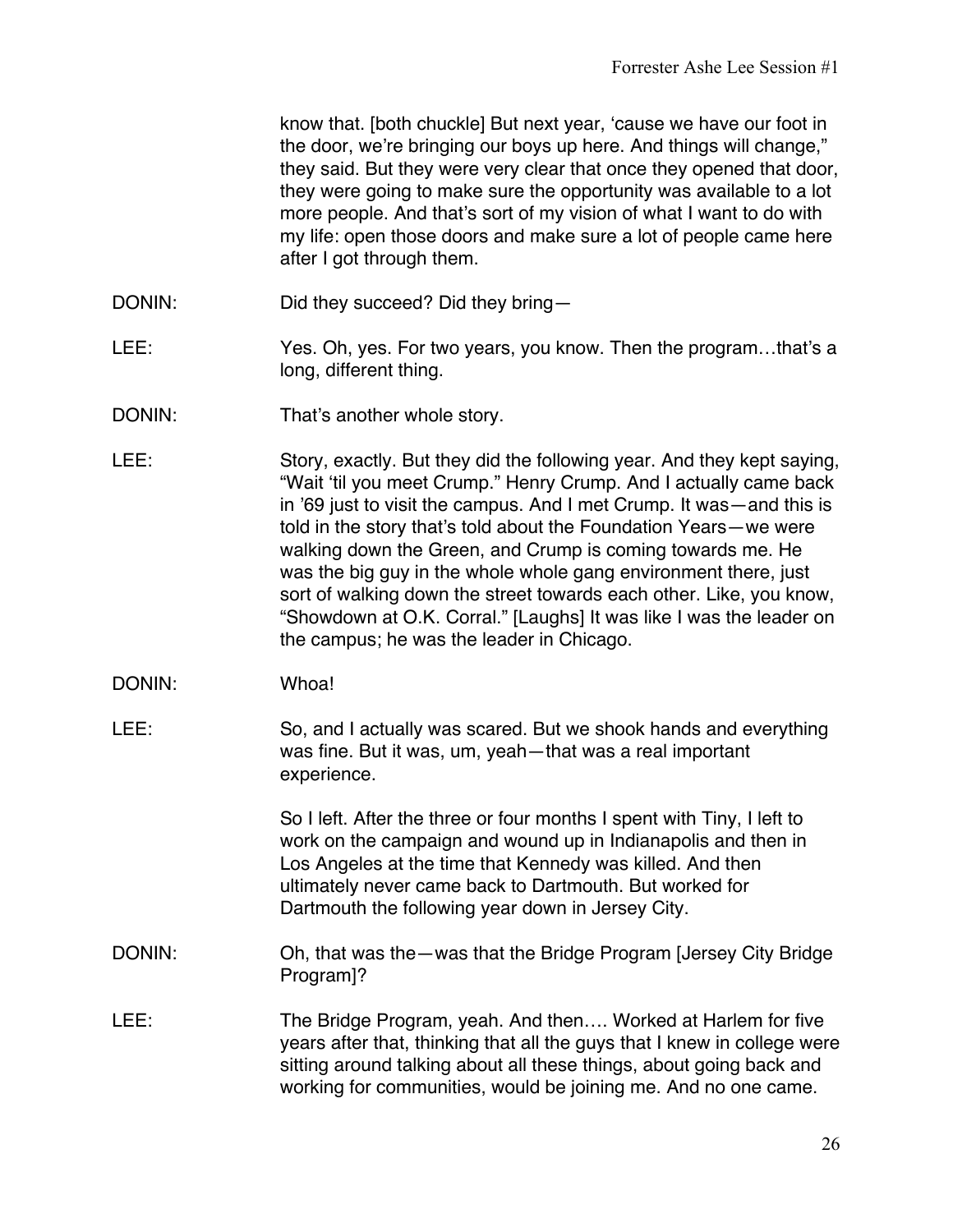know that. [both chuckle] But next year, 'cause we have our foot in the door, we're bringing our boys up here. And things will change," they said. But they were very clear that once they opened that door, they were going to make sure the opportunity was available to a lot more people. And that's sort of my vision of what I want to do with my life: open those doors and make sure a lot of people came here after I got through them.

DONIN: Did they succeed? Did they bring—

LEE: Yes. Oh, yes. For two years, you know. Then the program…that's a long, different thing.

DONIN: That's another whole story.

LEE: Story, exactly. But they did the following year. And they kept saying, "Wait 'til you meet Crump." Henry Crump. And I actually came back in '69 just to visit the campus. And I met Crump. It was—and this is told in the story that's told about the Foundation Years—we were walking down the Green, and Crump is coming towards me. He was the big guy in the whole whole gang environment there, just sort of walking down the street towards each other. Like, you know, "Showdown at O.K. Corral." [Laughs] It was like I was the leader on the campus; he was the leader in Chicago.

DONIN: Whoa!

LEE: So, and I actually was scared. But we shook hands and everything was fine. But it was, um, yeah—that was a real important experience.

So I left. After the three or four months I spent with Tiny, I left to work on the campaign and wound up in Indianapolis and then in Los Angeles at the time that Kennedy was killed. And then ultimately never came back to Dartmouth. But worked for Dartmouth the following year down in Jersey City.

DONIN: Oh, that was the—was that the Bridge Program [Jersey City Bridge Program]?

LEE: The Bridge Program, yeah. And then…. Worked at Harlem for five years after that, thinking that all the guys that I knew in college were sitting around talking about all these things, about going back and working for communities, would be joining me. And no one came.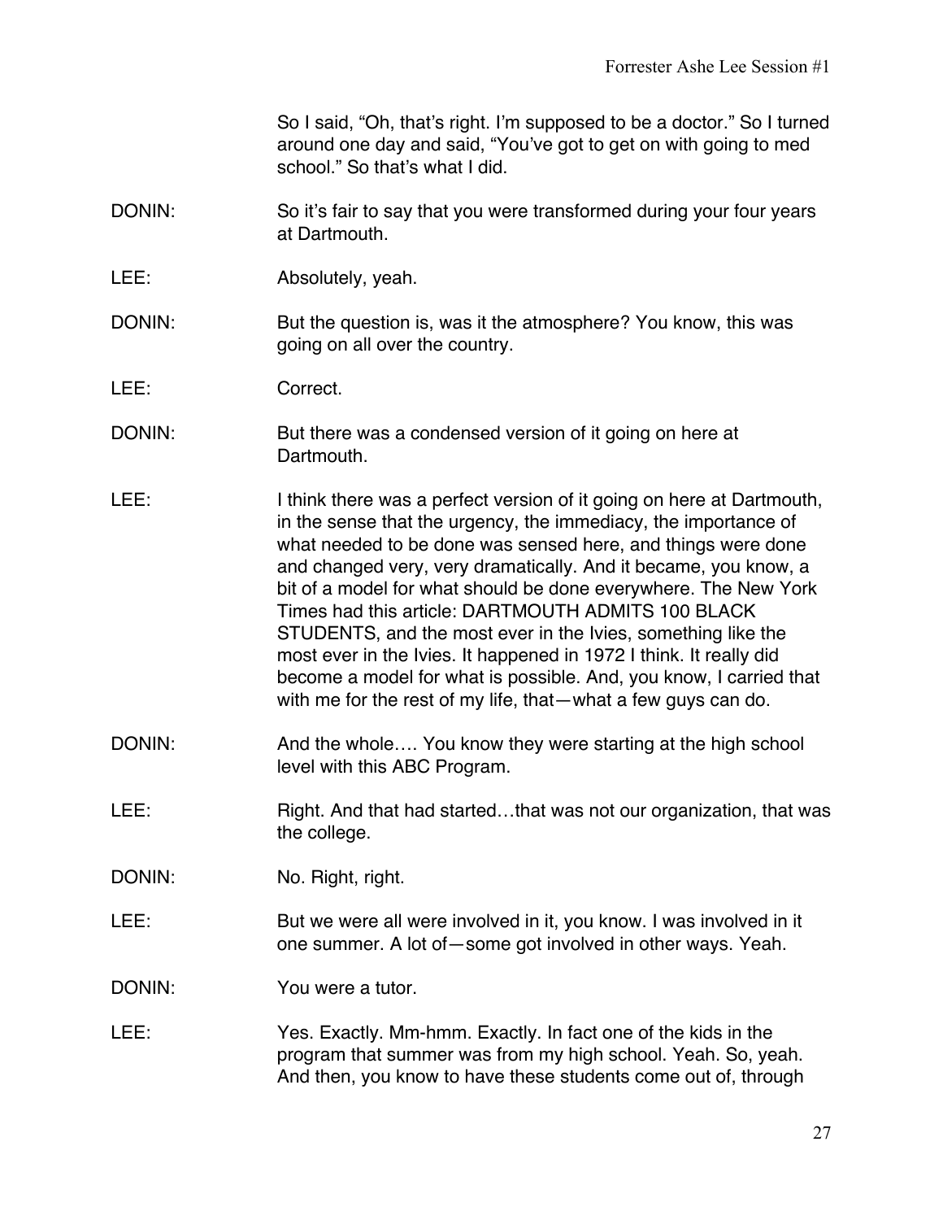So I said, "Oh, that's right. I'm supposed to be a doctor." So I turned around one day and said, "You've got to get on with going to med school." So that's what I did.

DONIN: So it's fair to say that you were transformed during your four years at Dartmouth.

LEE: Absolutely, yeah.

DONIN: But the question is, was it the atmosphere? You know, this was going on all over the country.

LEE: Correct.

DONIN: But there was a condensed version of it going on here at Dartmouth.

LEE: I think there was a perfect version of it going on here at Dartmouth, in the sense that the urgency, the immediacy, the importance of what needed to be done was sensed here, and things were done and changed very, very dramatically. And it became, you know, a bit of a model for what should be done everywhere. The New York Times had this article: DARTMOUTH ADMITS 100 BLACK STUDENTS, and the most ever in the Ivies, something like the most ever in the Ivies. It happened in 1972 I think. It really did become a model for what is possible. And, you know, I carried that with me for the rest of my life, that—what a few guys can do.

DONIN: And the whole…. You know they were starting at the high school level with this ABC Program.

LEE: Right. And that had started…that was not our organization, that was the college.

DONIN: No. Right, right.

LEE: But we were all were involved in it, you know. I was involved in it one summer. A lot of—some got involved in other ways. Yeah.

DONIN: You were a tutor.

LEE: Yes. Exactly. Mm-hmm. Exactly. In fact one of the kids in the program that summer was from my high school. Yeah. So, yeah. And then, you know to have these students come out of, through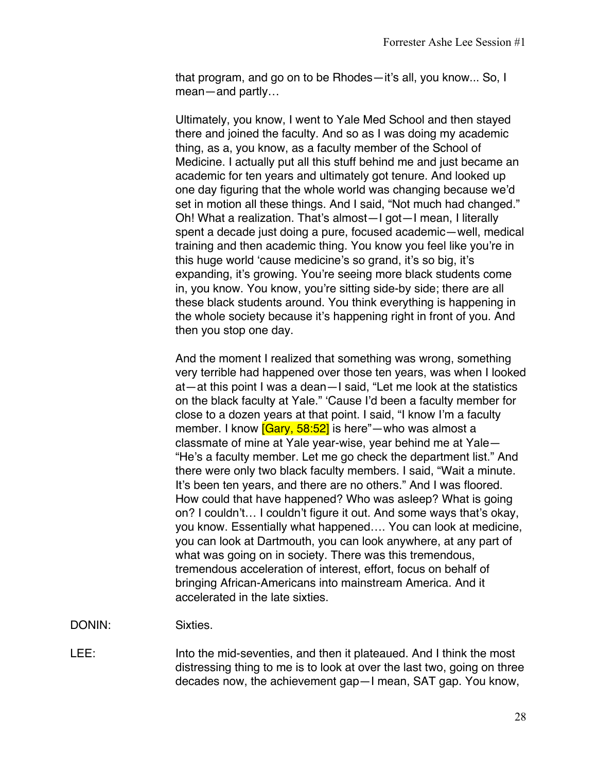that program, and go on to be Rhodes—it's all, you know... So, I mean—and partly…

Ultimately, you know, I went to Yale Med School and then stayed there and joined the faculty. And so as I was doing my academic thing, as a, you know, as a faculty member of the School of Medicine. I actually put all this stuff behind me and just became an academic for ten years and ultimately got tenure. And looked up one day figuring that the whole world was changing because we'd set in motion all these things. And I said, "Not much had changed." Oh! What a realization. That's almost—I got—I mean, I literally spent a decade just doing a pure, focused academic—well, medical training and then academic thing. You know you feel like you're in this huge world 'cause medicine's so grand, it's so big, it's expanding, it's growing. You're seeing more black students come in, you know. You know, you're sitting side-by side; there are all these black students around. You think everything is happening in the whole society because it's happening right in front of you. And then you stop one day.

And the moment I realized that something was wrong, something very terrible had happened over those ten years, was when I looked at—at this point I was a dean—I said, "Let me look at the statistics on the black faculty at Yale." 'Cause I'd been a faculty member for close to a dozen years at that point. I said, "I know I'm a faculty member. I know [Gary, 58:52] is here"—who was almost a classmate of mine at Yale year-wise, year behind me at Yale—"He's a faculty member. Let me go check the department list." And there were only two black faculty members. I said, "Wait a minute. It's been ten years, and there are no others." And I was floored. How could that have happened? Who was asleep? What is going on? I couldn't… I couldn't figure it out. And some ways that's okay, you know. Essentially what happened…. You can look at medicine, you can look at Dartmouth, you can look anywhere, at any part of what was going on in society. There was this tremendous, tremendous acceleration of interest, effort, focus on behalf of bringing African-Americans into mainstream America. And it accelerated in the late sixties.

DONIN: Sixties.

LEE: Into the mid-seventies, and then it plateaued. And I think the most distressing thing to me is to look at over the last two, going on three decades now, the achievement gap—I mean, SAT gap. You know,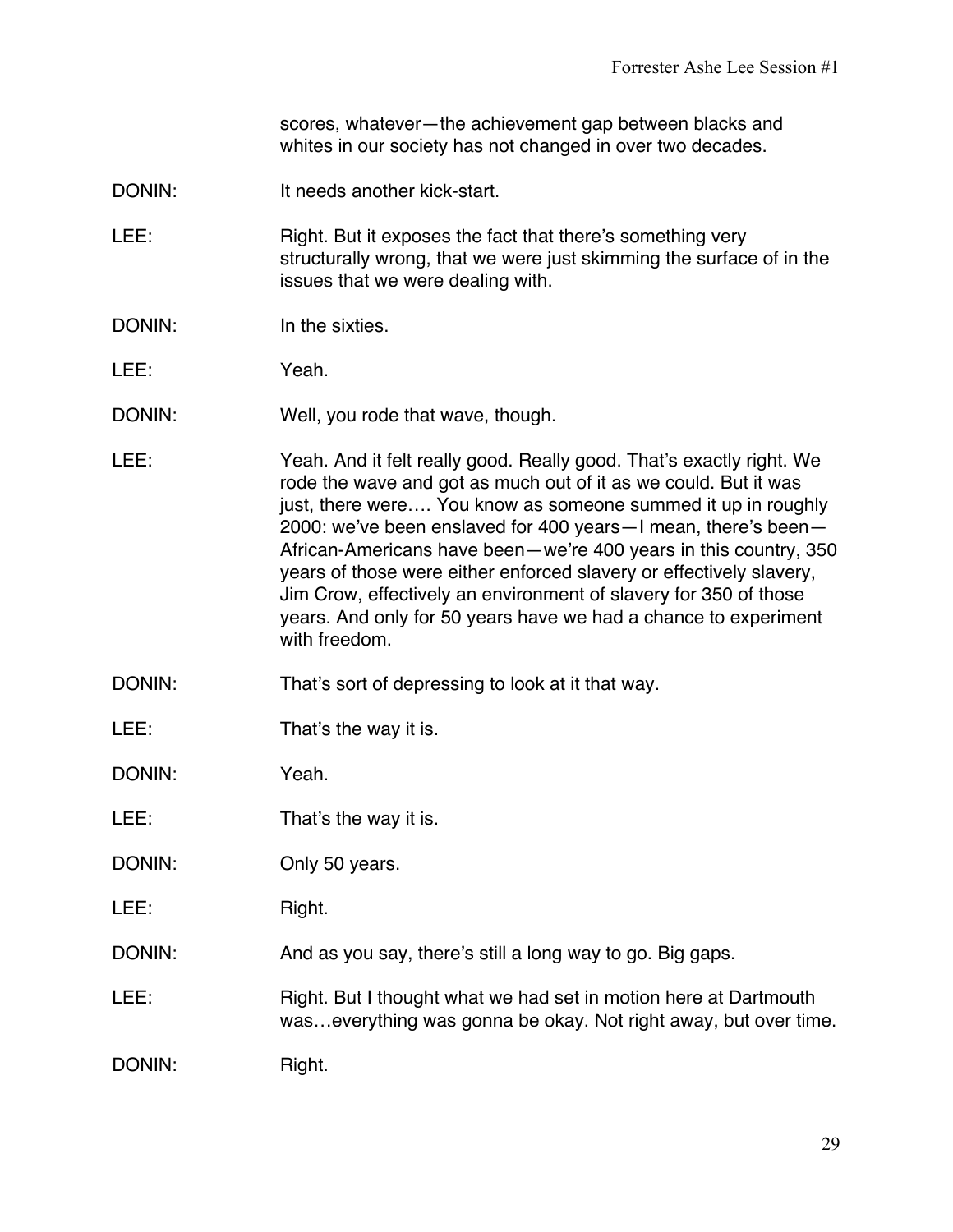scores, whatever—the achievement gap between blacks and whites in our society has not changed in over two decades.

DONIN: It needs another kick-start.

LEE: Right. But it exposes the fact that there's something very structurally wrong, that we were just skimming the surface of in the issues that we were dealing with.

DONIN: In the sixties.

LEE: Yeah.

DONIN: Well, you rode that wave, though.

LEE: Yeah. And it felt really good. Really good. That's exactly right. We rode the wave and got as much out of it as we could. But it was just, there were…. You know as someone summed it up in roughly 2000: we've been enslaved for 400 years—I mean, there's been—African-Americans have been—we're 400 years in this country, 350 years of those were either enforced slavery or effectively slavery, Jim Crow, effectively an environment of slavery for 350 of those years. And only for 50 years have we had a chance to experiment with freedom.

DONIN: That's sort of depressing to look at it that way.

LEE: That's the way it is.

DONIN: Yeah.

LEE: That's the way it is.

DONIN: Only 50 years.

LEE: Right.

DONIN: And as you say, there's still a long way to go. Big gaps.

LEE: Right. But I thought what we had set in motion here at Dartmouth was…everything was gonna be okay. Not right away, but over time.

DONIN: Right.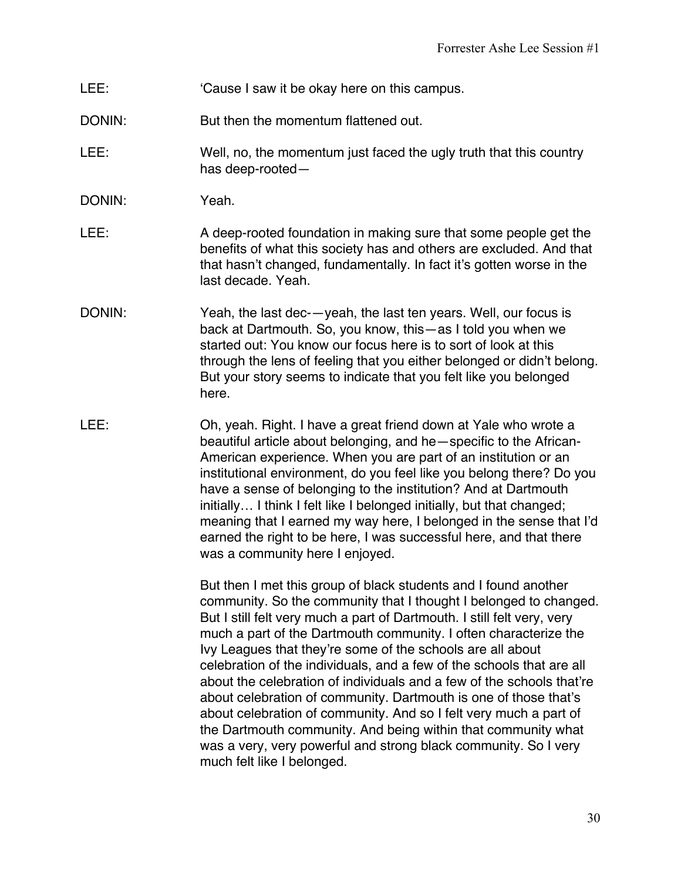LEE: 'Cause I saw it be okay here on this campus.

DONIN: But then the momentum flattened out.

LEE: Well, no, the momentum just faced the ugly truth that this country has deep-rooted—

DONIN: Yeah.

LEE: A deep-rooted foundation in making sure that some people get the benefits of what this society has and others are excluded. And that that hasn't changed, fundamentally. In fact it's gotten worse in the last decade. Yeah.

DONIN: Yeah, the last dec-—yeah, the last ten years. Well, our focus is back at Dartmouth. So, you know, this—as I told you when we started out: You know our focus here is to sort of look at this through the lens of feeling that you either belonged or didn't belong. But your story seems to indicate that you felt like you belonged here.

LEE: Oh, yeah. Right. I have a great friend down at Yale who wrote a beautiful article about belonging, and he—specific to the African-American experience. When you are part of an institution or an institutional environment, do you feel like you belong there? Do you have a sense of belonging to the institution? And at Dartmouth initially… I think I felt like I belonged initially, but that changed; meaning that I earned my way here, I belonged in the sense that I'd earned the right to be here, I was successful here, and that there was a community here I enjoyed.

But then I met this group of black students and I found another community. So the community that I thought I belonged to changed. But I still felt very much a part of Dartmouth. I still felt very, very much a part of the Dartmouth community. I often characterize the Ivy Leagues that they're some of the schools are all about celebration of the individuals, and a few of the schools that are all about the celebration of individuals and a few of the schools that're about celebration of community. Dartmouth is one of those that's about celebration of community. And so I felt very much a part of the Dartmouth community. And being within that community what was a very, very powerful and strong black community. So I very much felt like I belonged.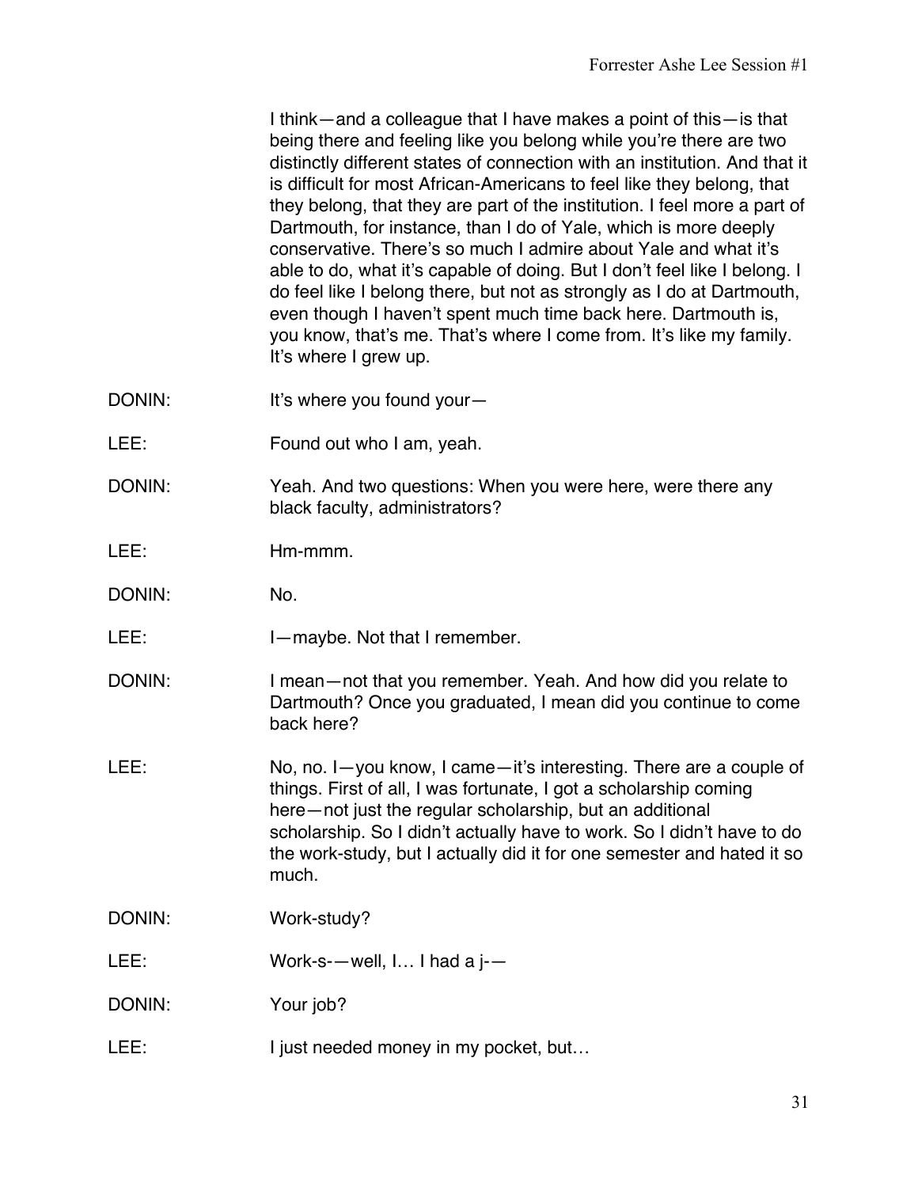I think—and a colleague that I have makes a point of this—is that being there and feeling like you belong while you're there are two distinctly different states of connection with an institution. And that it is difficult for most African-Americans to feel like they belong, that they belong, that they are part of the institution. I feel more a part of Dartmouth, for instance, than I do of Yale, which is more deeply conservative. There's so much I admire about Yale and what it's able to do, what it's capable of doing. But I don't feel like I belong. I do feel like I belong there, but not as strongly as I do at Dartmouth, even though I haven't spent much time back here. Dartmouth is, you know, that's me. That's where I come from. It's like my family. It's where I grew up.

DONIN: It's where you found your—

LEE: Found out who I am, yeah.

DONIN: Yeah. And two questions: When you were here, were there any black faculty, administrators?

LEE: Hm-mmm.

DONIN: No.

LEE: I—maybe. Not that I remember.

DONIN: I mean—not that you remember. Yeah. And how did you relate to Dartmouth? Once you graduated, I mean did you continue to come back here?

LEE: No, no. I—you know, I came—it's interesting. There are a couple of things. First of all, I was fortunate, I got a scholarship coming here—not just the regular scholarship, but an additional scholarship. So I didn't actually have to work. So I didn't have to do the work-study, but I actually did it for one semester and hated it so much.

DONIN: Work-study?

LEE: Work-s-—well, I… I had a j-—

DONIN: Your job?

LEE: I just needed money in my pocket, but…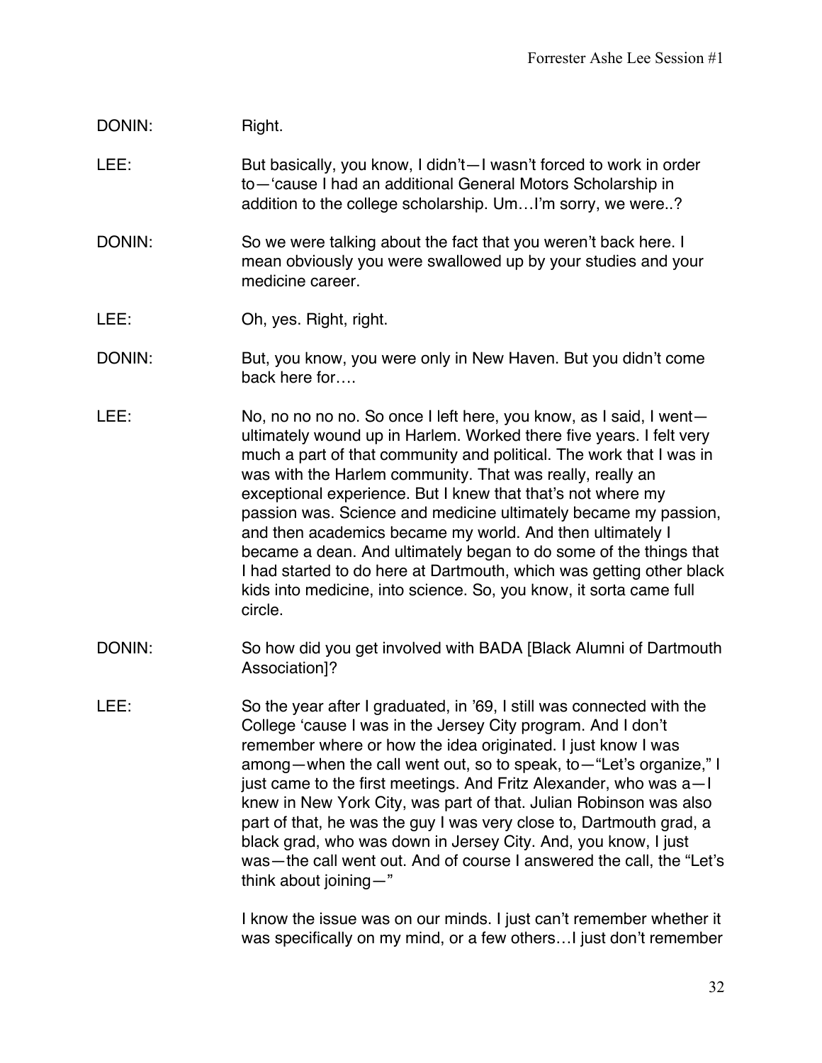DONIN: Right.

LEE: But basically, you know, I didn't—I wasn't forced to work in order to—'cause I had an additional General Motors Scholarship in addition to the college scholarship. Um…I'm sorry, we were..?

DONIN: So we were talking about the fact that you weren't back here. I mean obviously you were swallowed up by your studies and your medicine career.

LEE: Oh, yes. Right, right.

DONIN: But, you know, you were only in New Haven. But you didn't come back here for….

LEE: No, no no no no. So once I left here, you know, as I said, I went—ultimately wound up in Harlem. Worked there five years. I felt very much a part of that community and political. The work that I was in was with the Harlem community. That was really, really an exceptional experience. But I knew that that's not where my passion was. Science and medicine ultimately became my passion, and then academics became my world. And then ultimately I became a dean. And ultimately began to do some of the things that I had started to do here at Dartmouth, which was getting other black kids into medicine, into science. So, you know, it sorta came full circle.

DONIN: So how did you get involved with BADA [Black Alumni of Dartmouth Association]?

LEE: So the year after I graduated, in '69, I still was connected with the College 'cause I was in the Jersey City program. And I don't remember where or how the idea originated. I just know I was among—when the call went out, so to speak, to—"Let's organize," I just came to the first meetings. And Fritz Alexander, who was a—I knew in New York City, was part of that. Julian Robinson was also part of that, he was the guy I was very close to, Dartmouth grad, a black grad, who was down in Jersey City. And, you know, I just was—the call went out. And of course I answered the call, the "Let's think about joining—"

I know the issue was on our minds. I just can't remember whether it was specifically on my mind, or a few others…I just don't remember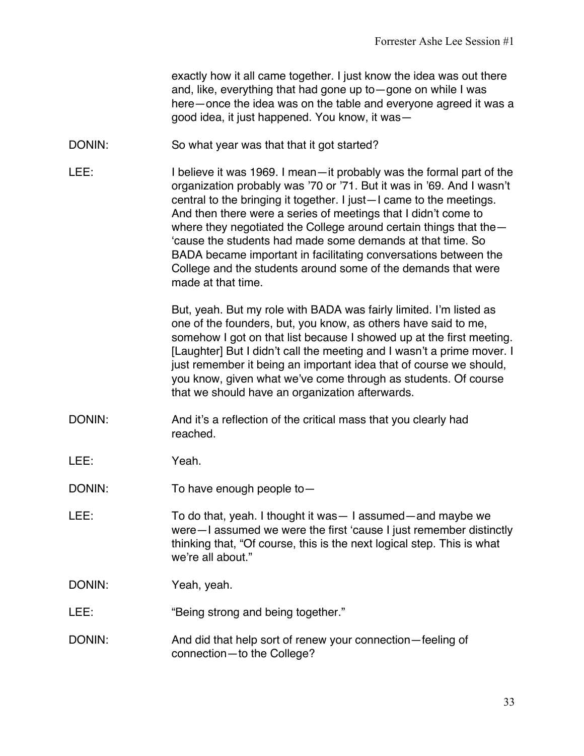exactly how it all came together. I just know the idea was out there and, like, everything that had gone up to—gone on while I was here—once the idea was on the table and everyone agreed it was a good idea, it just happened. You know, it was—

DONIN: So what year was that that it got started?

LEE: I believe it was 1969. I mean—it probably was the formal part of the organization probably was '70 or '71. But it was in '69. And I wasn't central to the bringing it together. I just—I came to the meetings. And then there were a series of meetings that I didn't come to where they negotiated the College around certain things that the—'cause the students had made some demands at that time. So BADA became important in facilitating conversations between the College and the students around some of the demands that were made at that time.

But, yeah. But my role with BADA was fairly limited. I'm listed as one of the founders, but, you know, as others have said to me, somehow I got on that list because I showed up at the first meeting. [Laughter] But I didn't call the meeting and I wasn't a prime mover. I just remember it being an important idea that of course we should, you know, given what we've come through as students. Of course that we should have an organization afterwards.

DONIN: And it's a reflection of the critical mass that you clearly had reached.

LEE: Yeah.

DONIN: To have enough people to—

LEE: To do that, yeah. I thought it was— I assumed—and maybe we were—I assumed we were the first 'cause I just remember distinctly thinking that, "Of course, this is the next logical step. This is what we're all about."

DONIN: Yeah, yeah.

LEE: "Being strong and being together."

DONIN: And did that help sort of renew your connection—feeling of connection—to the College?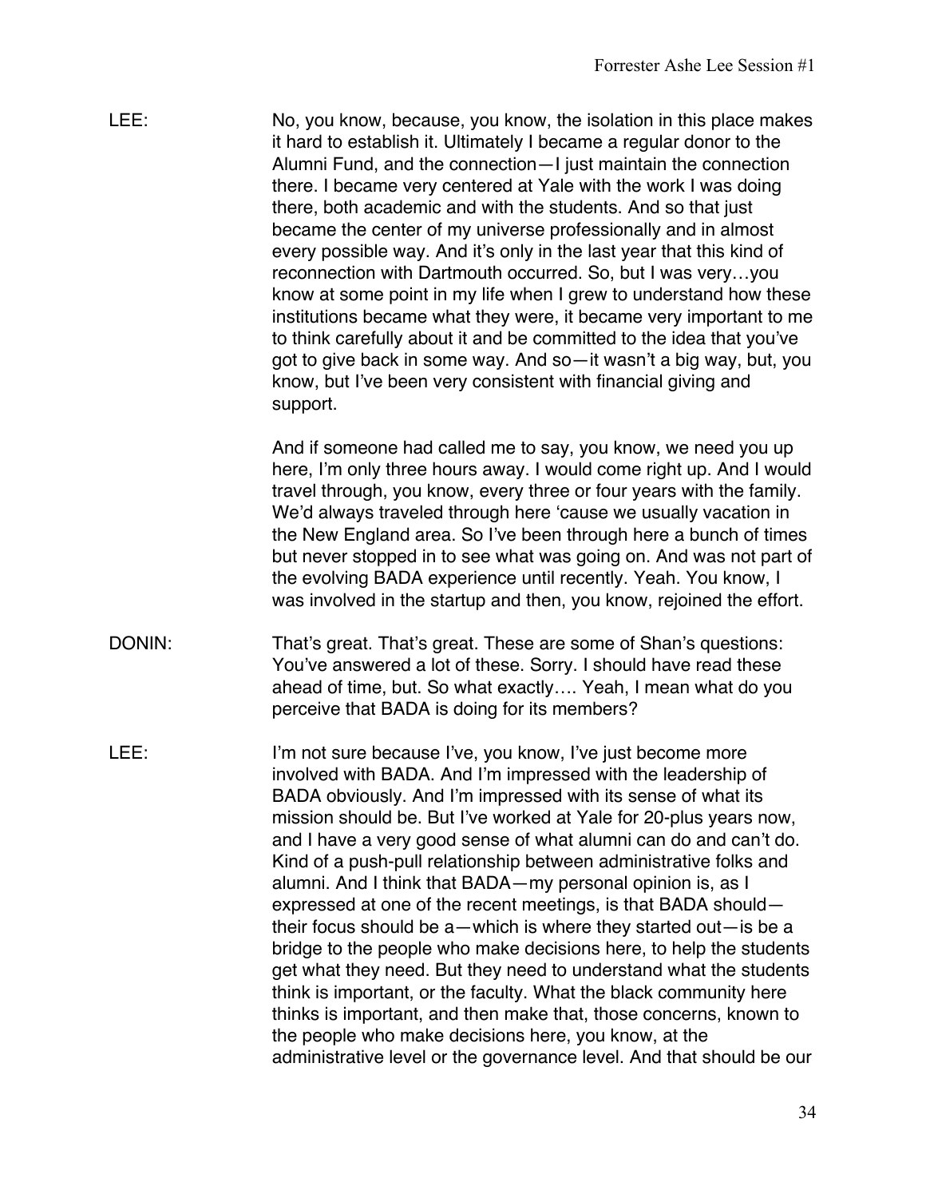LEE: No, you know, because, you know, the isolation in this place makes it hard to establish it. Ultimately I became a regular donor to the Alumni Fund, and the connection—I just maintain the connection there. I became very centered at Yale with the work I was doing there, both academic and with the students. And so that just became the center of my universe professionally and in almost every possible way. And it's only in the last year that this kind of reconnection with Dartmouth occurred. So, but I was very…you know at some point in my life when I grew to understand how these institutions became what they were, it became very important to me to think carefully about it and be committed to the idea that you've got to give back in some way. And so—it wasn't a big way, but, you know, but I've been very consistent with financial giving and support.

And if someone had called me to say, you know, we need you up here, I'm only three hours away. I would come right up. And I would travel through, you know, every three or four years with the family. We'd always traveled through here 'cause we usually vacation in the New England area. So I've been through here a bunch of times but never stopped in to see what was going on. And was not part of the evolving BADA experience until recently. Yeah. You know, I was involved in the startup and then, you know, rejoined the effort.

DONIN: That's great. That's great. These are some of Shan's questions: You've answered a lot of these. Sorry. I should have read these ahead of time, but. So what exactly…. Yeah, I mean what do you perceive that BADA is doing for its members?

LEE: I'm not sure because I've, you know, I've just become more involved with BADA. And I'm impressed with the leadership of BADA obviously. And I'm impressed with its sense of what its mission should be. But I've worked at Yale for 20-plus years now, and I have a very good sense of what alumni can do and can't do. Kind of a push-pull relationship between administrative folks and alumni. And I think that BADA—my personal opinion is, as I expressed at one of the recent meetings, is that BADA should—their focus should be a—which is where they started out—is be a bridge to the people who make decisions here, to help the students get what they need. But they need to understand what the students think is important, or the faculty. What the black community here thinks is important, and then make that, those concerns, known to the people who make decisions here, you know, at the administrative level or the governance level. And that should be our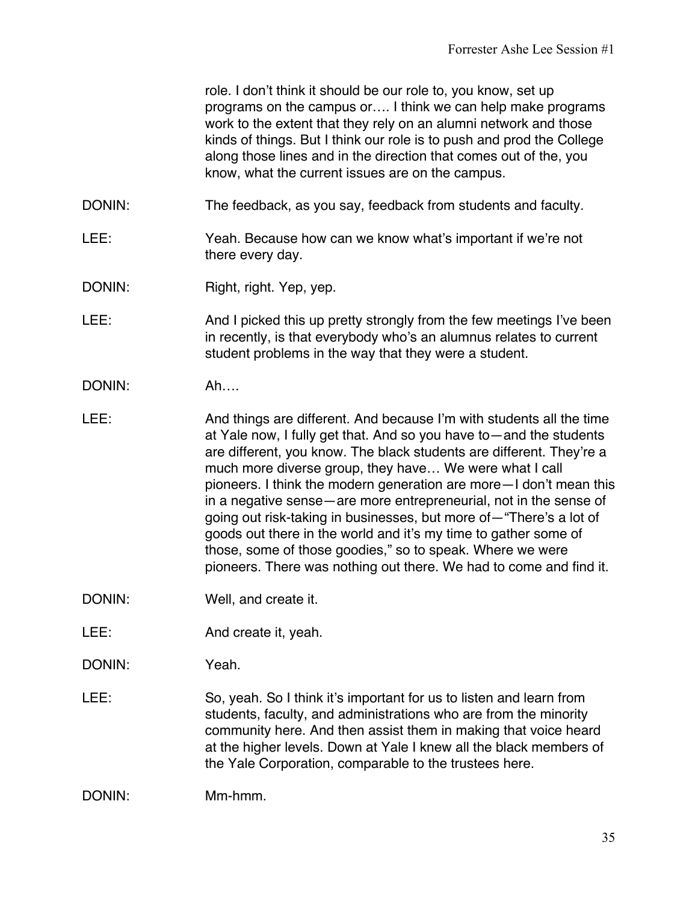role. I don't think it should be our role to, you know, set up programs on the campus or…. I think we can help make programs work to the extent that they rely on an alumni network and those kinds of things. But I think our role is to push and prod the College along those lines and in the direction that comes out of the, you know, what the current issues are on the campus.

DONIN: The feedback, as you say, feedback from students and faculty.

LEE: Yeah. Because how can we know what's important if we're not there every day.

DONIN: Right, right. Yep, yep.

LEE: And I picked this up pretty strongly from the few meetings I've been in recently, is that everybody who's an alumnus relates to current student problems in the way that they were a student.

DONIN: Ah….

LEE: And things are different. And because I'm with students all the time at Yale now, I fully get that. And so you have to—and the students are different, you know. The black students are different. They're a much more diverse group, they have… We were what I call pioneers. I think the modern generation are more—I don't mean this in a negative sense—are more entrepreneurial, not in the sense of going out risk-taking in businesses, but more of—"There's a lot of goods out there in the world and it's my time to gather some of those, some of those goodies," so to speak. Where we were pioneers. There was nothing out there. We had to come and find it.

DONIN: Well, and create it.

LEE: And create it, yeah.

DONIN: Yeah.

LEE: So, yeah. So I think it's important for us to listen and learn from students, faculty, and administrations who are from the minority community here. And then assist them in making that voice heard at the higher levels. Down at Yale I knew all the black members of the Yale Corporation, comparable to the trustees here.

DONIN: Mm-hmm.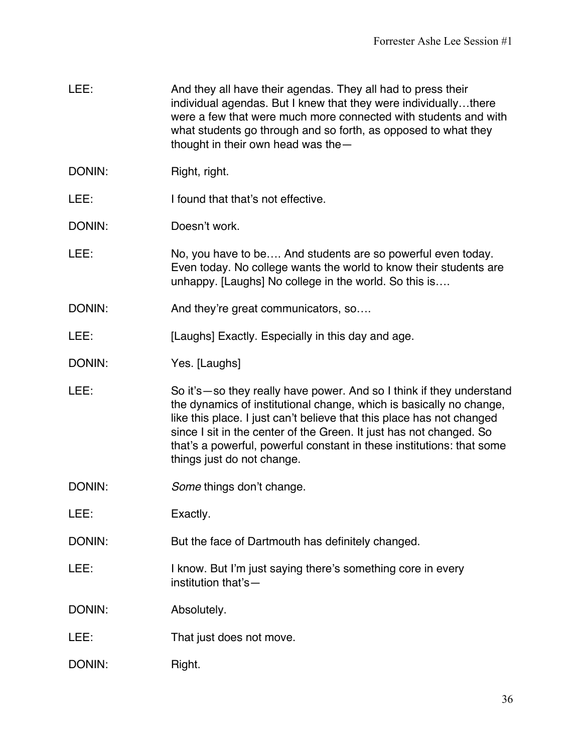LEE: And they all have their agendas. They all had to press their individual agendas. But I knew that they were individually…there were a few that were much more connected with students and with what students go through and so forth, as opposed to what they thought in their own head was the—

DONIN: Right, right.

LEE: I found that that's not effective.

DONIN: Doesn't work.

LEE: No, you have to be…. And students are so powerful even today. Even today. No college wants the world to know their students are unhappy. [Laughs] No college in the world. So this is….

DONIN: And they're great communicators, so….

LEE: [Laughs] Exactly. Especially in this day and age.

DONIN: Yes. [Laughs]

LEE: So it's—so they really have power. And so I think if they understand the dynamics of institutional change, which is basically no change, like this place. I just can't believe that this place has not changed since I sit in the center of the Green. It just has not changed. So that's a powerful, powerful constant in these institutions: that some things just do not change.

DONIN: *Some* things don't change.

LEE: Exactly.

DONIN: But the face of Dartmouth has definitely changed.

LEE: I know. But I'm just saying there's something core in every institution that's—

DONIN: Absolutely.

LEE: That just does not move.

DONIN: Right.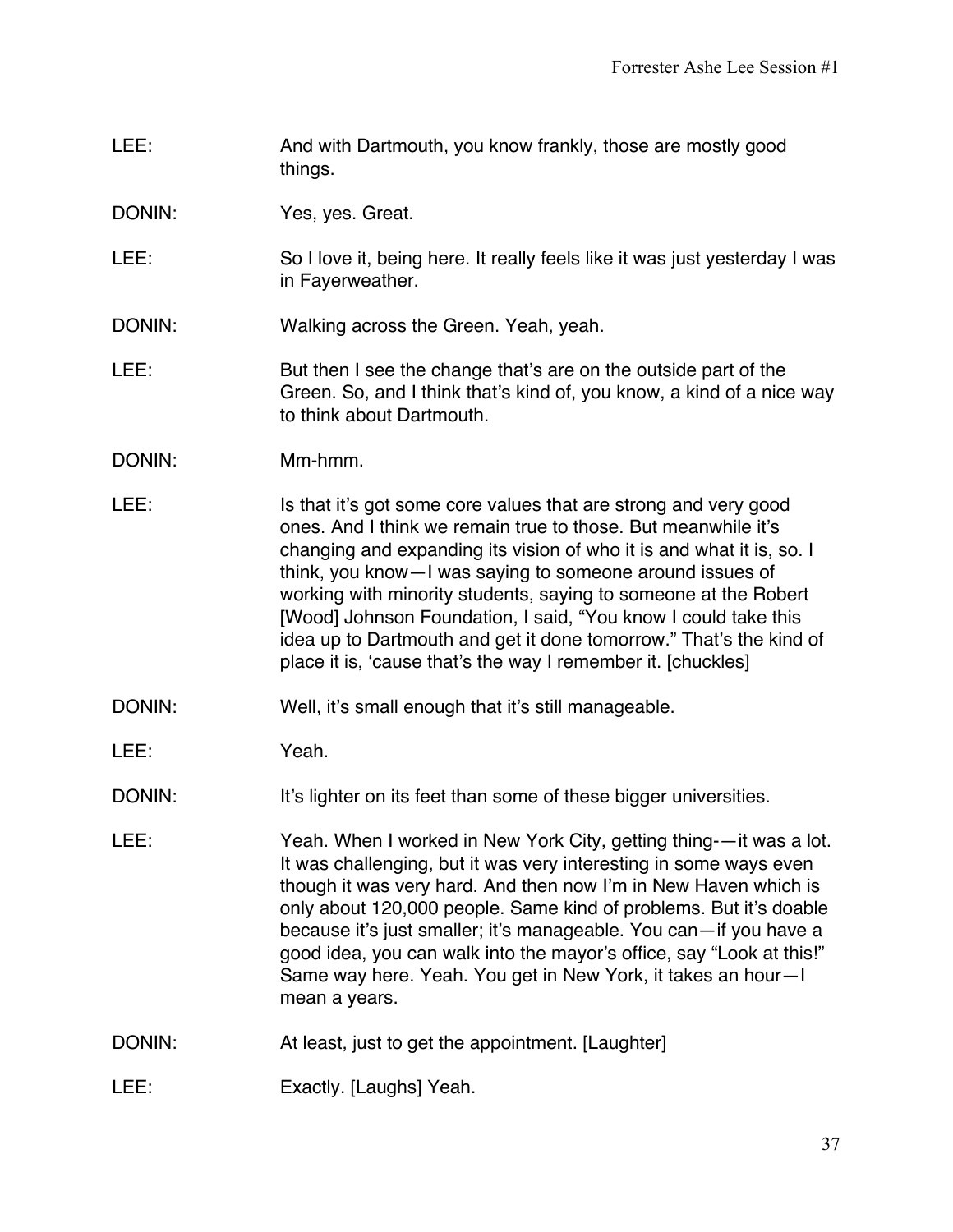LEE: And with Dartmouth, you know frankly, those are mostly good things.

DONIN: Yes, yes. Great.

LEE: So I love it, being here. It really feels like it was just yesterday I was in Fayerweather.

DONIN: Walking across the Green. Yeah, yeah.

LEE: But then I see the change that's are on the outside part of the Green. So, and I think that's kind of, you know, a kind of a nice way to think about Dartmouth.

DONIN: Mm-hmm.

LEE: Is that it's got some core values that are strong and very good ones. And I think we remain true to those. But meanwhile it's changing and expanding its vision of who it is and what it is, so. I think, you know—I was saying to someone around issues of working with minority students, saying to someone at the Robert [Wood] Johnson Foundation, I said, "You know I could take this idea up to Dartmouth and get it done tomorrow." That's the kind of place it is, 'cause that's the way I remember it. [chuckles]

DONIN: Well, it's small enough that it's still manageable.

LEE: Yeah.

DONIN: It's lighter on its feet than some of these bigger universities.

LEE: Yeah. When I worked in New York City, getting thing-—it was a lot. It was challenging, but it was very interesting in some ways even though it was very hard. And then now I'm in New Haven which is only about 120,000 people. Same kind of problems. But it's doable because it's just smaller; it's manageable. You can—if you have a good idea, you can walk into the mayor's office, say "Look at this!" Same way here. Yeah. You get in New York, it takes an hour—I mean a years.

DONIN: At least, just to get the appointment. [Laughter]

LEE: Exactly. [Laughs] Yeah.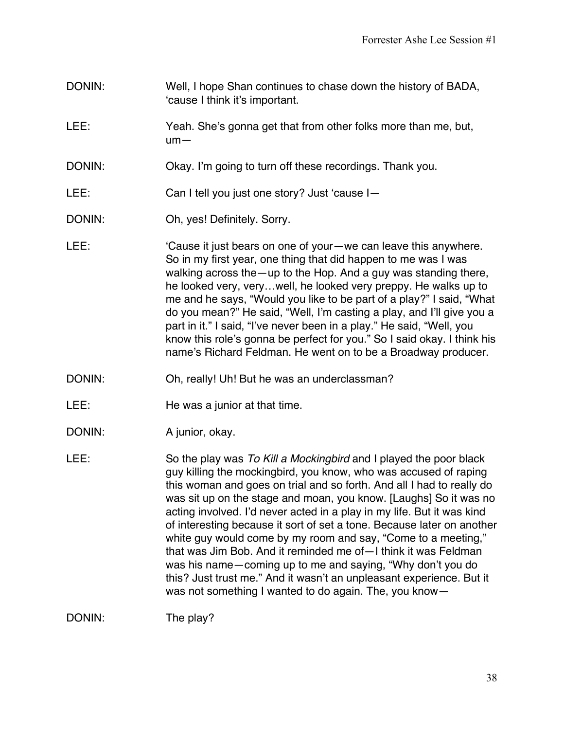DONIN: Well, I hope Shan continues to chase down the history of BADA, 'cause I think it's important.

LEE: Yeah. She's gonna get that from other folks more than me, but, um—

DONIN: Okay. I'm going to turn off these recordings. Thank you.

LEE: Can I tell you just one story? Just 'cause I—

DONIN: Oh, yes! Definitely. Sorry.

LEE: 'Cause it just bears on one of your—we can leave this anywhere. So in my first year, one thing that did happen to me was I was walking across the—up to the Hop. And a guy was standing there, he looked very, very…well, he looked very preppy. He walks up to me and he says, "Would you like to be part of a play?" I said, "What do you mean?" He said, "Well, I'm casting a play, and I'll give you a part in it." I said, "I've never been in a play." He said, "Well, you know this role's gonna be perfect for you." So I said okay. I think his name's Richard Feldman. He went on to be a Broadway producer.

DONIN: Oh, really! Uh! But he was an underclassman?

LEE: He was a junior at that time.

DONIN: A junior, okay.

LEE: So the play was *To Kill a Mockingbird* and I played the poor black guy killing the mockingbird, you know, who was accused of raping this woman and goes on trial and so forth. And all I had to really do was sit up on the stage and moan, you know. [Laughs] So it was no acting involved. I'd never acted in a play in my life. But it was kind of interesting because it sort of set a tone. Because later on another white guy would come by my room and say, "Come to a meeting," that was Jim Bob. And it reminded me of—I think it was Feldman was his name—coming up to me and saying, "Why don't you do this? Just trust me." And it wasn't an unpleasant experience. But it was not something I wanted to do again. The, you know—

DONIN: The play?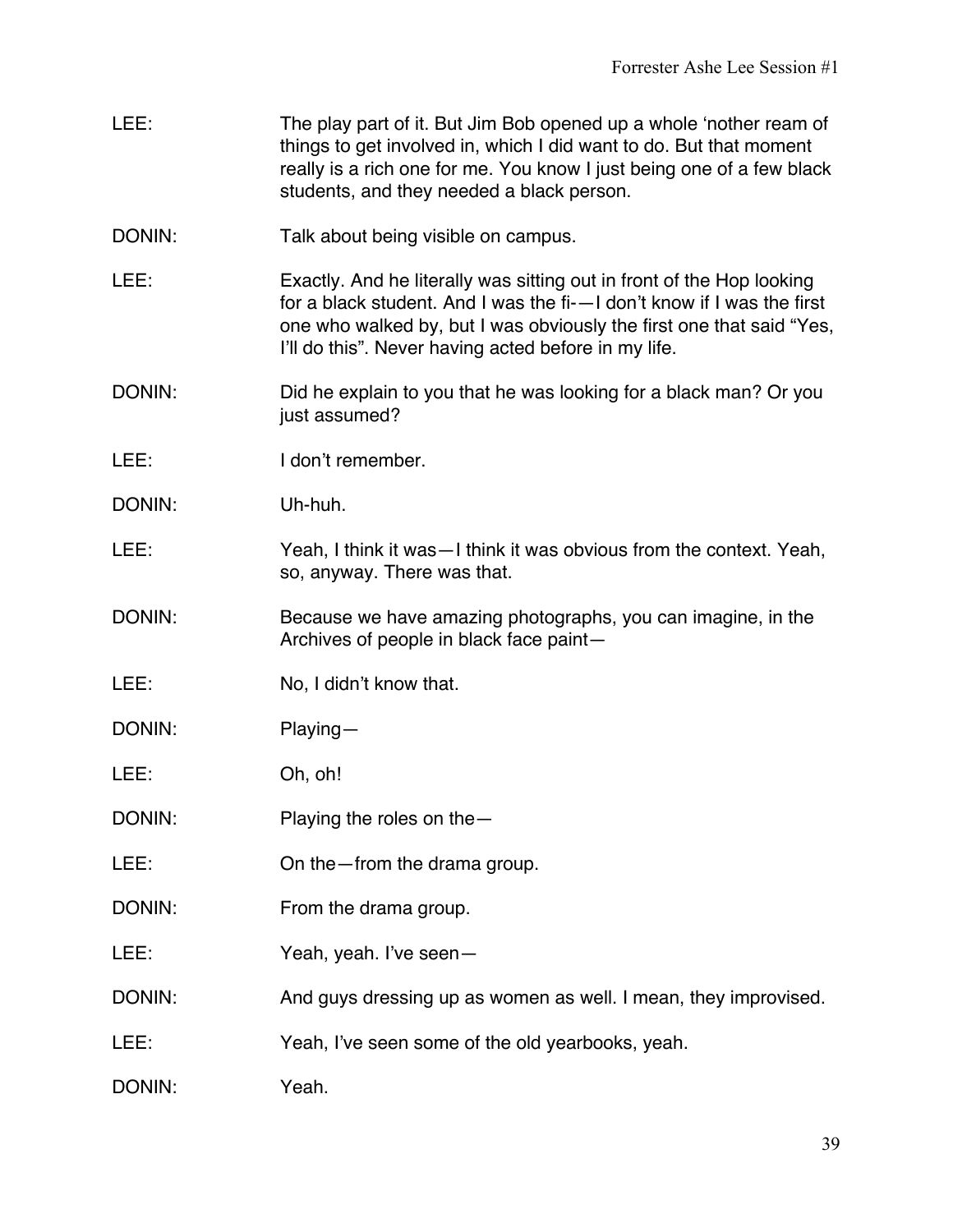LEE: The play part of it. But Jim Bob opened up a whole 'nother ream of things to get involved in, which I did want to do. But that moment really is a rich one for me. You know I just being one of a few black students, and they needed a black person.

DONIN: Talk about being visible on campus.

LEE: Exactly. And he literally was sitting out in front of the Hop looking for a black student. And I was the fi-—I don't know if I was the first one who walked by, but I was obviously the first one that said "Yes, I'll do this". Never having acted before in my life.

DONIN: Did he explain to you that he was looking for a black man? Or you just assumed?

LEE: I don't remember.

DONIN: Uh-huh.

LEE: Yeah, I think it was—I think it was obvious from the context. Yeah, so, anyway. There was that.

DONIN: Because we have amazing photographs, you can imagine, in the Archives of people in black face paint—

LEE: No, I didn't know that.

DONIN: Playing—

LEE: Oh, oh!

DONIN: Playing the roles on the—

LEE: On the—from the drama group.

DONIN: From the drama group.

LEE: Yeah, yeah. I've seen—

DONIN: And guys dressing up as women as well. I mean, they improvised.

LEE: Yeah, I've seen some of the old yearbooks, yeah.

DONIN: Yeah.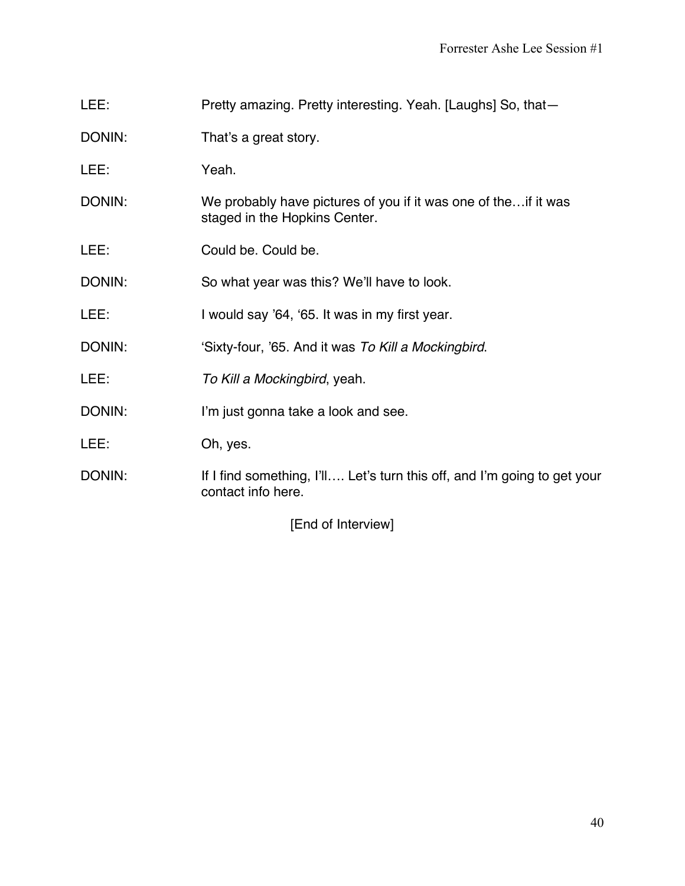LEE: Pretty amazing. Pretty interesting. Yeah. [Laughs] So, that—

DONIN: That's a great story.

LEE: Yeah.

DONIN: We probably have pictures of you if it was one of the…if it was staged in the Hopkins Center.

LEE: Could be. Could be.

DONIN: So what year was this? We'll have to look.

LEE: I would say '64, '65. It was in my first year.

DONIN: 'Sixty-four, '65. And it was *To Kill a Mockingbird*.

LEE: *To Kill a Mockingbird*, yeah.

DONIN: I'm just gonna take a look and see.

LEE: Oh, yes.

DONIN: If I find something, I'll…. Let's turn this off, and I'm going to get your contact info here.

[End of Interview]